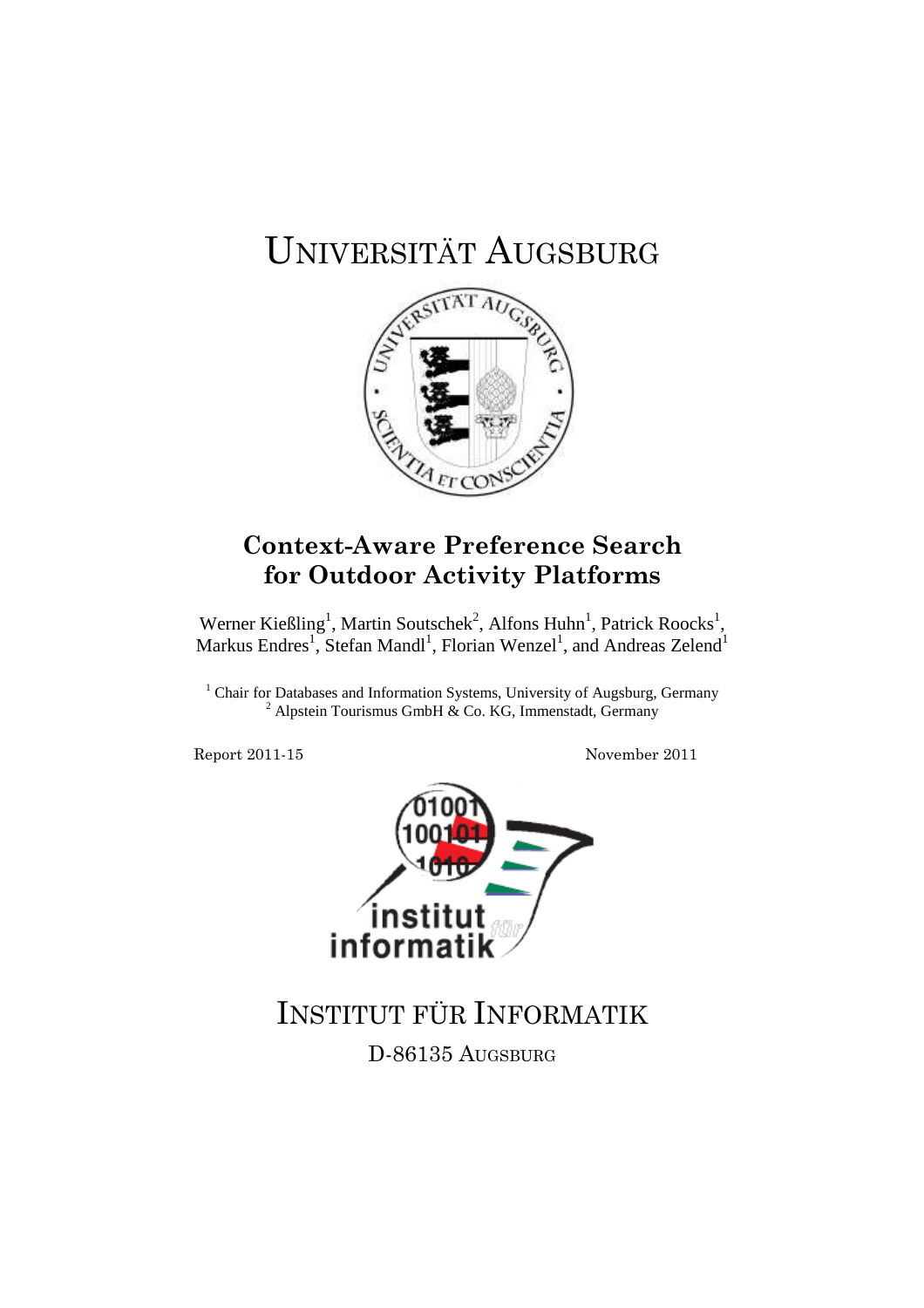# UNIVERSITÄT AUGSBURG

## Context-Aware Preference Search for Outdoor Activity Platforms

Werner Kießling[1], Martin Soutschek[2], Alfons Huhn[1], Patrick Roocks[1], Markus Endres[1], Stefan Mandl[1], Florian Wenzel[1], and Andreas Zelend[1]

[1] Chair for Databases and Information Systems, University of Augsburg, Germany
[2] Alpstein Tourismus GmbH & Co. KG, Immenstadt, Germany

Report 2011-15

November 2011

# INSTITUT FÜR INFORMATIK

D-86135 AUGSBURG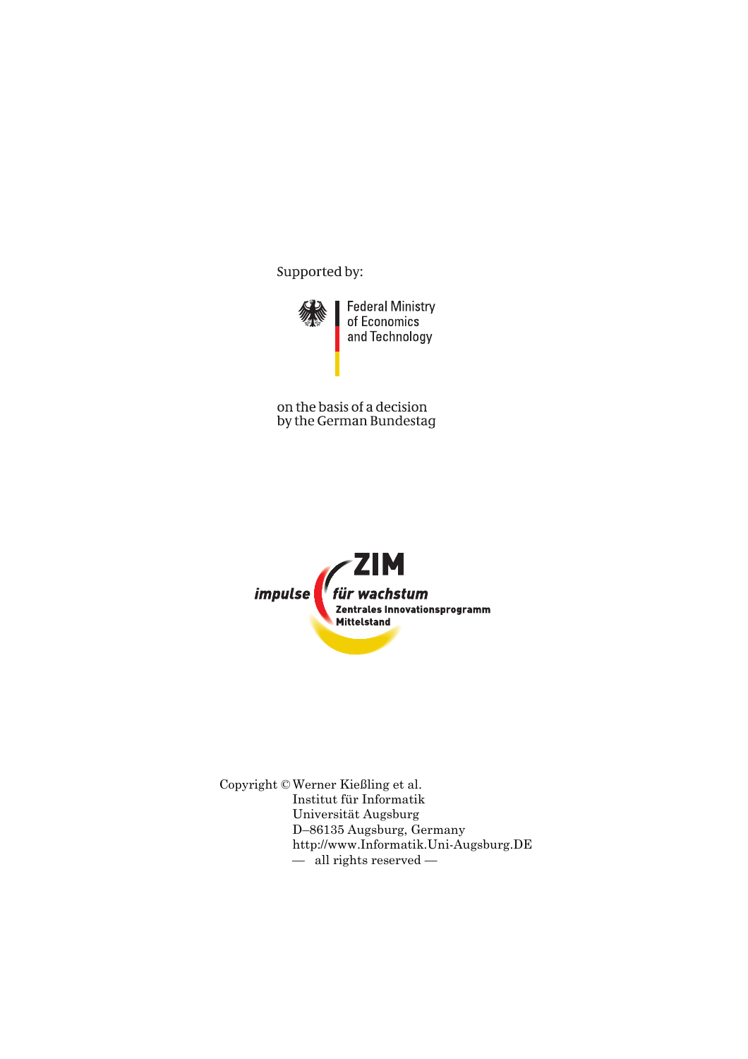Supported by:

Federal Ministry
of Economics
and Technology

on the basis of a decision
by the German Bundestag

ZIM

impulse für wachstum

Zentrales Innovationsprogramm
Mittelstand

Copyright © Werner Kießling et al.
Institut für Informatik
Universität Augsburg
D–86135 Augsburg, Germany
http://www.Informatik.Uni-Augsburg.DE
— all rights reserved —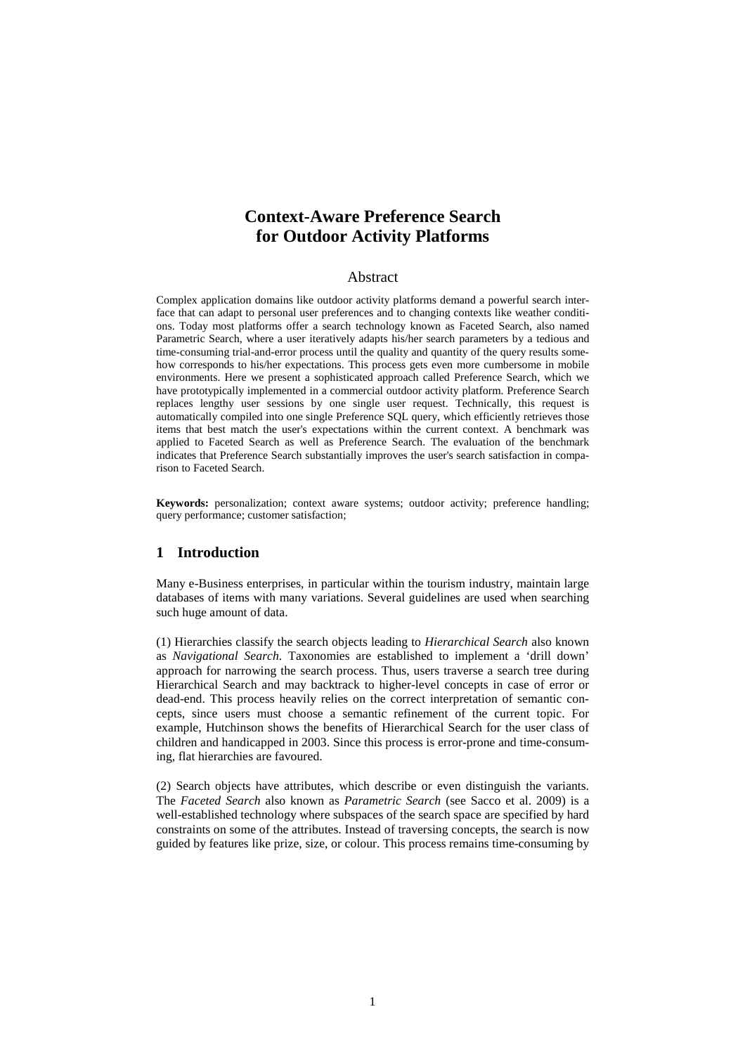# Context-Aware Preference Search for Outdoor Activity Platforms

## Abstract

Complex application domains like outdoor activity platforms demand a powerful search interface that can adapt to personal user preferences and to changing contexts like weather conditions. Today most platforms offer a search technology known as Faceted Search, also named Parametric Search, where a user iteratively adapts his/her search parameters by a tedious and time-consuming trial-and-error process until the quality and quantity of the query results somehow corresponds to his/her expectations. This process gets even more cumbersome in mobile environments. Here we present a sophisticated approach called Preference Search, which we have prototypically implemented in a commercial outdoor activity platform. Preference Search replaces lengthy user sessions by one single user request. Technically, this request is automatically compiled into one single Preference SQL query, which efficiently retrieves those items that best match the user's expectations within the current context. A benchmark was applied to Faceted Search as well as Preference Search. The evaluation of the benchmark indicates that Preference Search substantially improves the user's search satisfaction in comparison to Faceted Search.

**Keywords:** personalization; context aware systems; outdoor activity; preference handling; query performance; customer satisfaction;

## 1 Introduction

Many e-Business enterprises, in particular within the tourism industry, maintain large databases of items with many variations. Several guidelines are used when searching such huge amount of data.

(1) Hierarchies classify the search objects leading to *Hierarchical Search* also known as *Navigational Search*. Taxonomies are established to implement a 'drill down' approach for narrowing the search process. Thus, users traverse a search tree during Hierarchical Search and may backtrack to higher-level concepts in case of error or dead-end. This process heavily relies on the correct interpretation of semantic concepts, since users must choose a semantic refinement of the current topic. For example, Hutchinson shows the benefits of Hierarchical Search for the user class of children and handicapped in 2003. Since this process is error-prone and time-consuming, flat hierarchies are favoured.

(2) Search objects have attributes, which describe or even distinguish the variants. The *Faceted Search* also known as *Parametric Search* (see Sacco et al. 2009) is a well-established technology where subspaces of the search space are specified by hard constraints on some of the attributes. Instead of traversing concepts, the search is now guided by features like prize, size, or colour. This process remains time-consuming by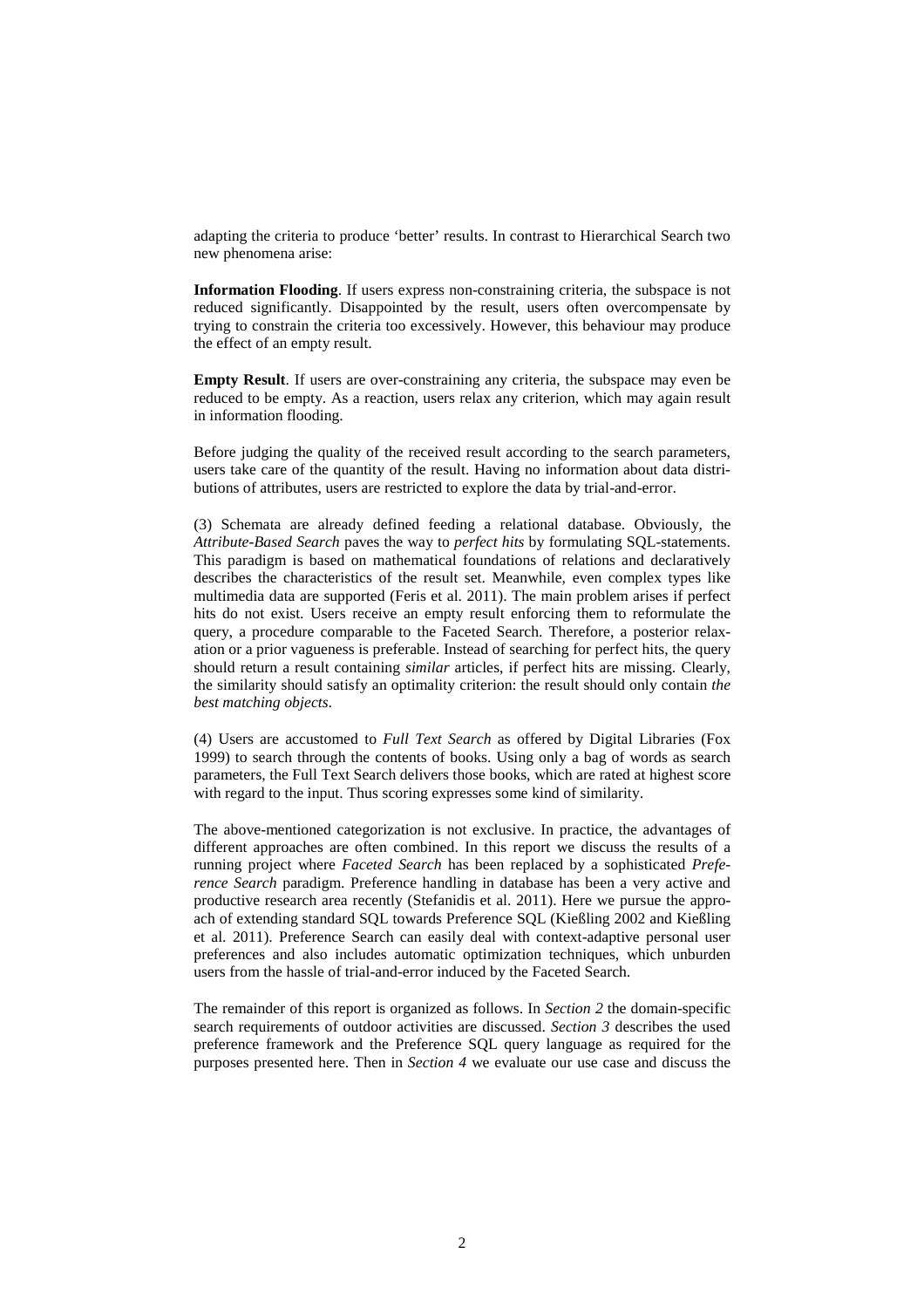adapting the criteria to produce 'better' results. In contrast to Hierarchical Search two new phenomena arise:

**Information Flooding**. If users express non-constraining criteria, the subspace is not reduced significantly. Disappointed by the result, users often overcompensate by trying to constrain the criteria too excessively. However, this behaviour may produce the effect of an empty result.

**Empty Result**. If users are over-constraining any criteria, the subspace may even be reduced to be empty. As a reaction, users relax any criterion, which may again result in information flooding.

Before judging the quality of the received result according to the search parameters, users take care of the quantity of the result. Having no information about data distributions of attributes, users are restricted to explore the data by trial-and-error.

(3) Schemata are already defined feeding a relational database. Obviously, the *Attribute-Based Search* paves the way to *perfect hits* by formulating SQL-statements. This paradigm is based on mathematical foundations of relations and declaratively describes the characteristics of the result set. Meanwhile, even complex types like multimedia data are supported (Feris et al. 2011). The main problem arises if perfect hits do not exist. Users receive an empty result enforcing them to reformulate the query, a procedure comparable to the Faceted Search. Therefore, a posterior relaxation or a prior vagueness is preferable. Instead of searching for perfect hits, the query should return a result containing *similar* articles, if perfect hits are missing. Clearly, the similarity should satisfy an optimality criterion: the result should only contain *the best matching objects*.

(4) Users are accustomed to *Full Text Search* as offered by Digital Libraries (Fox 1999) to search through the contents of books. Using only a bag of words as search parameters, the Full Text Search delivers those books, which are rated at highest score with regard to the input. Thus scoring expresses some kind of similarity.

The above-mentioned categorization is not exclusive. In practice, the advantages of different approaches are often combined. In this report we discuss the results of a running project where *Faceted Search* has been replaced by a sophisticated *Preference Search* paradigm. Preference handling in database has been a very active and productive research area recently (Stefanidis et al. 2011). Here we pursue the approach of extending standard SQL towards Preference SQL (Kießling 2002 and Kießling et al. 2011). Preference Search can easily deal with context-adaptive personal user preferences and also includes automatic optimization techniques, which unburden users from the hassle of trial-and-error induced by the Faceted Search.

The remainder of this report is organized as follows. In *Section 2* the domain-specific search requirements of outdoor activities are discussed. *Section 3* describes the used preference framework and the Preference SQL query language as required for the purposes presented here. Then in *Section 4* we evaluate our use case and discuss the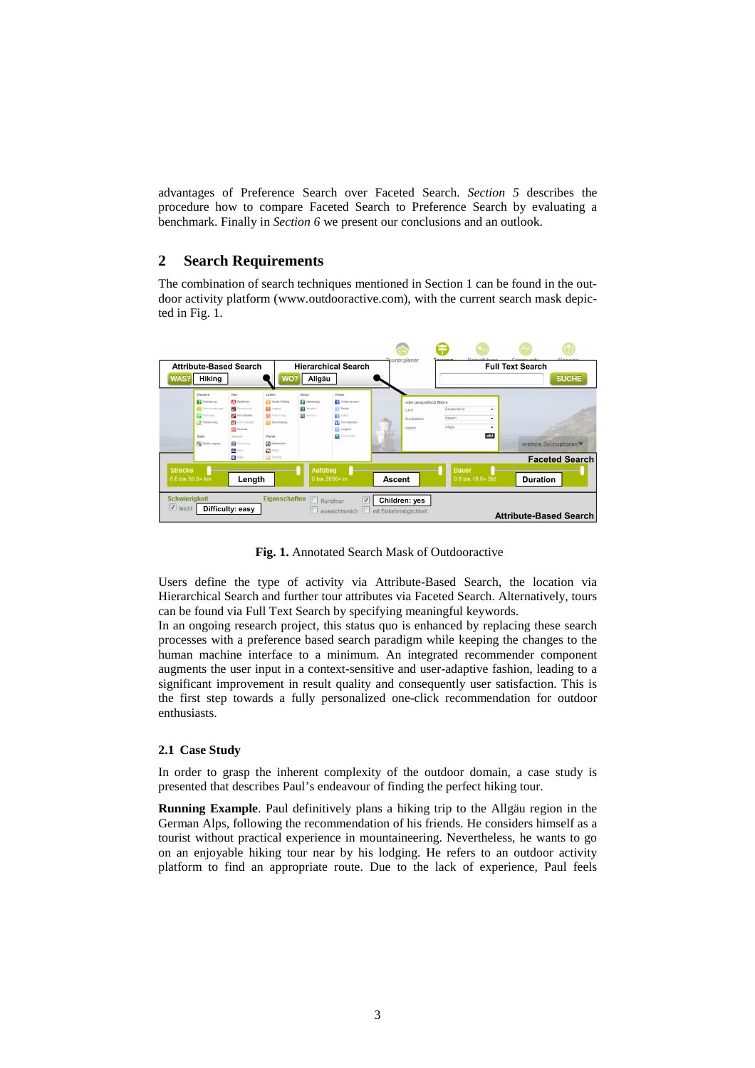advantages of Preference Search over Faceted Search. *Section 5* describes the procedure how to compare Faceted Search to Preference Search by evaluating a benchmark. Finally in *Section 6* we present our conclusions and an outlook.

## 2 Search Requirements

The combination of search techniques mentioned in Section 1 can be found in the outdoor activity platform (www.outdooractive.com), with the current search mask depicted in Fig. 1.

**Fig. 1.** Annotated Search Mask of Outdooractive

Users define the type of activity via Attribute-Based Search, the location via Hierarchical Search and further tour attributes via Faceted Search. Alternatively, tours can be found via Full Text Search by specifying meaningful keywords.
In an ongoing research project, this status quo is enhanced by replacing these search processes with a preference based search paradigm while keeping the changes to the human machine interface to a minimum. An integrated recommender component augments the user input in a context-sensitive and user-adaptive fashion, leading to a significant improvement in result quality and consequently user satisfaction. This is the first step towards a fully personalized one-click recommendation for outdoor enthusiasts.

### 2.1 Case Study

In order to grasp the inherent complexity of the outdoor domain, a case study is presented that describes Paul's endeavour of finding the perfect hiking tour.

**Running Example**. Paul definitively plans a hiking trip to the Allgäu region in the German Alps, following the recommendation of his friends. He considers himself as a tourist without practical experience in mountaineering. Nevertheless, he wants to go on an enjoyable hiking tour near by his lodging. He refers to an outdoor activity platform to find an appropriate route. Due to the lack of experience, Paul feels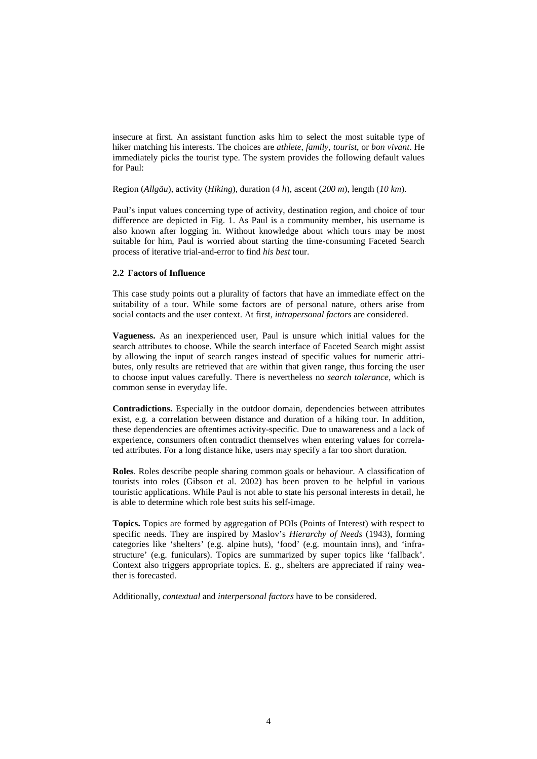insecure at first. An assistant function asks him to select the most suitable type of hiker matching his interests. The choices are *athlete, family*, *tourist*, or *bon vivant*. He immediately picks the tourist type. The system provides the following default values for Paul:

Region (*Allgäu*), activity (*Hiking*), duration (*4 h*), ascent (*200 m*), length (*10 km*).

Paul's input values concerning type of activity, destination region, and choice of tour difference are depicted in Fig. 1. As Paul is a community member, his username is also known after logging in. Without knowledge about which tours may be most suitable for him, Paul is worried about starting the time-consuming Faceted Search process of iterative trial-and-error to find *his best* tour.

### 2.2 Factors of Influence

This case study points out a plurality of factors that have an immediate effect on the suitability of a tour. While some factors are of personal nature, others arise from social contacts and the user context. At first, *intrapersonal factors* are considered.

**Vagueness.** As an inexperienced user, Paul is unsure which initial values for the search attributes to choose. While the search interface of Faceted Search might assist by allowing the input of search ranges instead of specific values for numeric attributes, only results are retrieved that are within that given range, thus forcing the user to choose input values carefully. There is nevertheless no *search tolerance*, which is common sense in everyday life.

**Contradictions.** Especially in the outdoor domain, dependencies between attributes exist, e.g. a correlation between distance and duration of a hiking tour. In addition, these dependencies are oftentimes activity-specific. Due to unawareness and a lack of experience, consumers often contradict themselves when entering values for correlated attributes. For a long distance hike, users may specify a far too short duration.

**Roles**. Roles describe people sharing common goals or behaviour. A classification of tourists into roles (Gibson et al. 2002) has been proven to be helpful in various touristic applications. While Paul is not able to state his personal interests in detail, he is able to determine which role best suits his self-image.

**Topics.** Topics are formed by aggregation of POIs (Points of Interest) with respect to specific needs. They are inspired by Maslov's *Hierarchy of Needs* (1943), forming categories like 'shelters' (e.g. alpine huts), 'food' (e.g. mountain inns), and 'infrastructure' (e.g. funiculars). Topics are summarized by super topics like 'fallback'. Context also triggers appropriate topics. E. g., shelters are appreciated if rainy weather is forecasted.

Additionally, *contextual* and *interpersonal factors* have to be considered.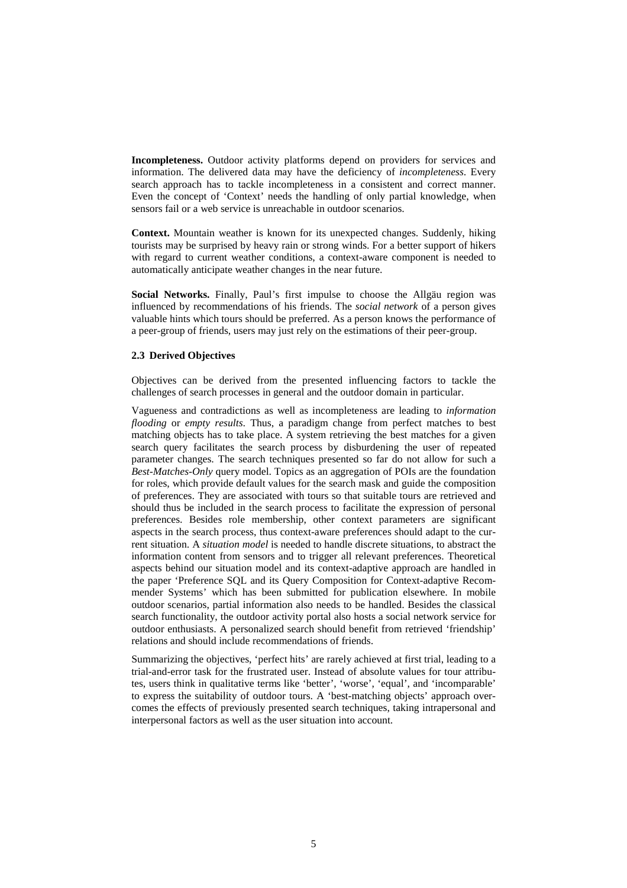**Incompleteness.** Outdoor activity platforms depend on providers for services and information. The delivered data may have the deficiency of *incompleteness*. Every search approach has to tackle incompleteness in a consistent and correct manner. Even the concept of 'Context' needs the handling of only partial knowledge, when sensors fail or a web service is unreachable in outdoor scenarios.

**Context.** Mountain weather is known for its unexpected changes. Suddenly, hiking tourists may be surprised by heavy rain or strong winds. For a better support of hikers with regard to current weather conditions, a context-aware component is needed to automatically anticipate weather changes in the near future.

**Social Networks.** Finally, Paul's first impulse to choose the Allgäu region was influenced by recommendations of his friends. The *social network* of a person gives valuable hints which tours should be preferred. As a person knows the performance of a peer-group of friends, users may just rely on the estimations of their peer-group.

### 2.3 Derived Objectives

Objectives can be derived from the presented influencing factors to tackle the challenges of search processes in general and the outdoor domain in particular.

Vagueness and contradictions as well as incompleteness are leading to *information flooding* or *empty results*. Thus, a paradigm change from perfect matches to best matching objects has to take place. A system retrieving the best matches for a given search query facilitates the search process by disburdening the user of repeated parameter changes. The search techniques presented so far do not allow for such a *Best-Matches-Only* query model. Topics as an aggregation of POIs are the foundation for roles, which provide default values for the search mask and guide the composition of preferences. They are associated with tours so that suitable tours are retrieved and should thus be included in the search process to facilitate the expression of personal preferences. Besides role membership, other context parameters are significant aspects in the search process, thus context-aware preferences should adapt to the current situation. A *situation model* is needed to handle discrete situations, to abstract the information content from sensors and to trigger all relevant preferences. Theoretical aspects behind our situation model and its context-adaptive approach are handled in the paper 'Preference SQL and its Query Composition for Context-adaptive Recommender Systems' which has been submitted for publication elsewhere. In mobile outdoor scenarios, partial information also needs to be handled. Besides the classical search functionality, the outdoor activity portal also hosts a social network service for outdoor enthusiasts. A personalized search should benefit from retrieved 'friendship' relations and should include recommendations of friends.

Summarizing the objectives, 'perfect hits' are rarely achieved at first trial, leading to a trial-and-error task for the frustrated user. Instead of absolute values for tour attributes, users think in qualitative terms like 'better', 'worse', 'equal', and 'incomparable' to express the suitability of outdoor tours. A 'best-matching objects' approach overcomes the effects of previously presented search techniques, taking intrapersonal and interpersonal factors as well as the user situation into account.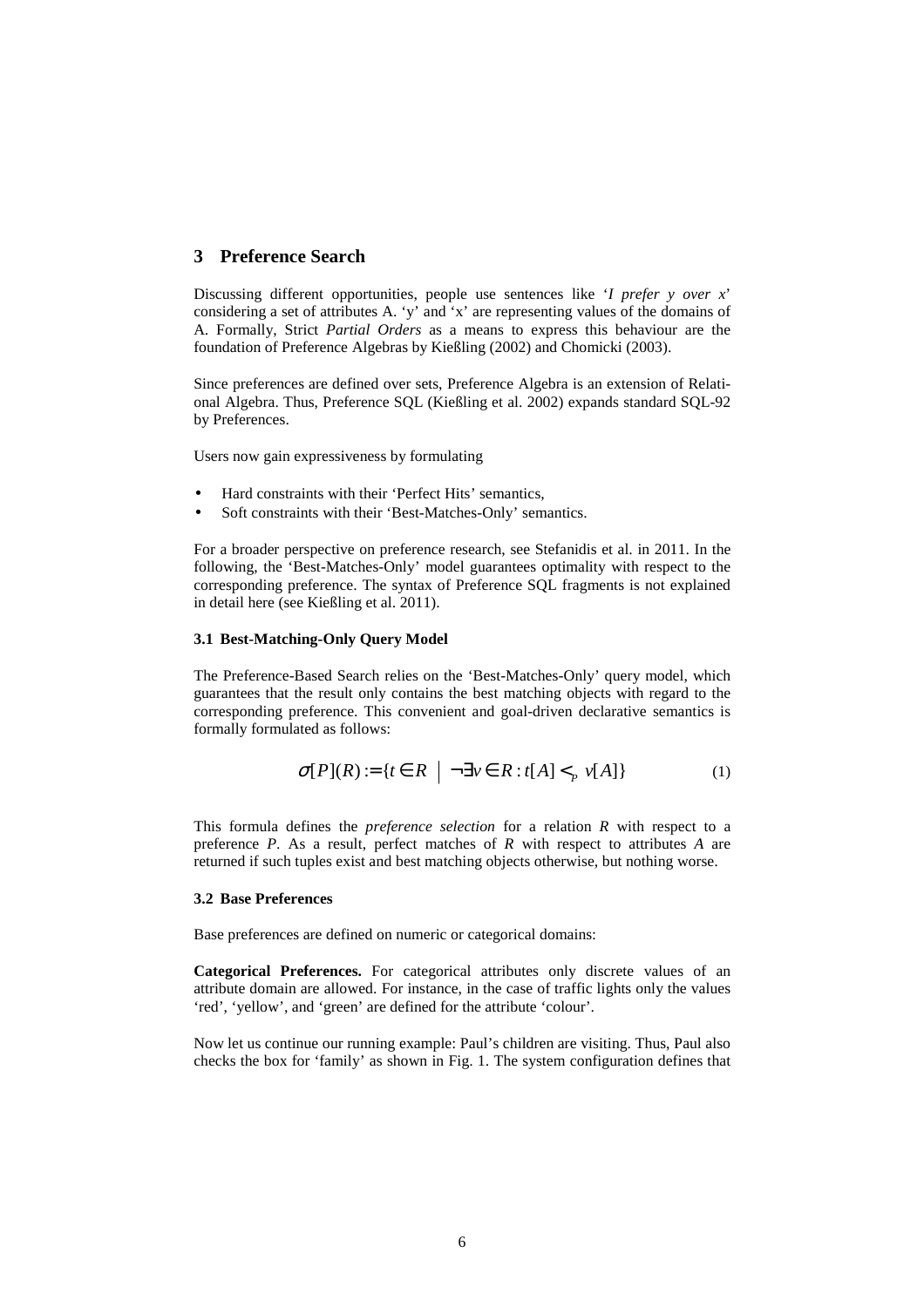## 3 Preference Search

Discussing different opportunities, people use sentences like '*I prefer y over x*' considering a set of attributes A. 'y' and 'x' are representing values of the domains of A. Formally, Strict *Partial Orders* as a means to express this behaviour are the foundation of Preference Algebras by Kießling (2002) and Chomicki (2003).

Since preferences are defined over sets, Preference Algebra is an extension of Relational Algebra. Thus, Preference SQL (Kießling et al. 2002) expands standard SQL-92 by Preferences.

Users now gain expressiveness by formulating

- Hard constraints with their 'Perfect Hits' semantics,
- Soft constraints with their 'Best-Matches-Only' semantics.

For a broader perspective on preference research, see Stefanidis et al. in 2011. In the following, the 'Best-Matches-Only' model guarantees optimality with respect to the corresponding preference. The syntax of Preference SQL fragments is not explained in detail here (see Kießling et al. 2011).

### 3.1 Best-Matching-Only Query Model

The Preference-Based Search relies on the 'Best-Matches-Only' query model, which guarantees that the result only contains the best matching objects with regard to the corresponding preference. This convenient and goal-driven declarative semantics is formally formulated as follows:

$$\sigma[P](R) := \{t \in R \mid \neg\exists v \in R : t[A] <_P v[A]\} \tag{1}$$

This formula defines the *preference selection* for a relation *R* with respect to a preference *P*. As a result, perfect matches of *R* with respect to attributes *A* are returned if such tuples exist and best matching objects otherwise, but nothing worse.

### 3.2 Base Preferences

Base preferences are defined on numeric or categorical domains:

**Categorical Preferences.** For categorical attributes only discrete values of an attribute domain are allowed. For instance, in the case of traffic lights only the values 'red', 'yellow', and 'green' are defined for the attribute 'colour'.

Now let us continue our running example: Paul's children are visiting. Thus, Paul also checks the box for 'family' as shown in Fig. 1. The system configuration defines that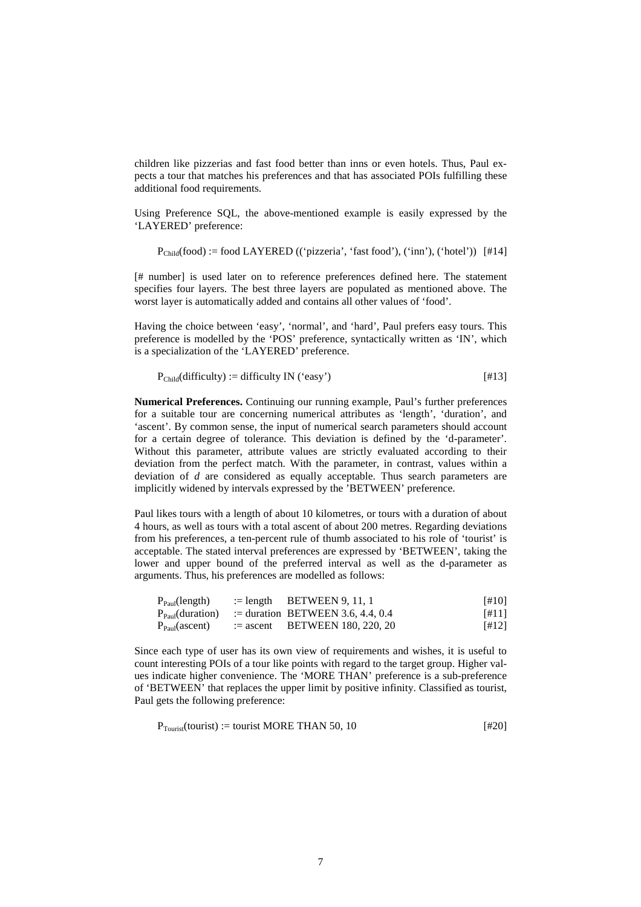children like pizzerias and fast food better than inns or even hotels. Thus, Paul expects a tour that matches his preferences and that has associated POIs fulfilling these additional food requirements.

Using Preference SQL, the above-mentioned example is easily expressed by the 'LAYERED' preference:

$P_{Child}$(food) := food LAYERED (('pizzeria', 'fast food'), ('inn'), ('hotel')) [#14]

[# number] is used later on to reference preferences defined here. The statement specifies four layers. The best three layers are populated as mentioned above. The worst layer is automatically added and contains all other values of 'food'.

Having the choice between 'easy', 'normal', and 'hard', Paul prefers easy tours. This preference is modelled by the 'POS' preference, syntactically written as 'IN', which is a specialization of the 'LAYERED' preference.

$P_{Child}$(difficulty) := difficulty IN ('easy') [#13]

**Numerical Preferences.** Continuing our running example, Paul's further preferences for a suitable tour are concerning numerical attributes as 'length', 'duration', and 'ascent'. By common sense, the input of numerical search parameters should account for a certain degree of tolerance. This deviation is defined by the 'd-parameter'. Without this parameter, attribute values are strictly evaluated according to their deviation from the perfect match. With the parameter, in contrast, values within a deviation of *d* are considered as equally acceptable. Thus search parameters are implicitly widened by intervals expressed by the 'BETWEEN' preference.

Paul likes tours with a length of about 10 kilometres, or tours with a duration of about 4 hours, as well as tours with a total ascent of about 200 metres. Regarding deviations from his preferences, a ten-percent rule of thumb associated to his role of 'tourist' is acceptable. The stated interval preferences are expressed by 'BETWEEN', taking the lower and upper bound of the preferred interval as well as the d-parameter as arguments. Thus, his preferences are modelled as follows:

$P_{Paul}$(length) := length BETWEEN 9, 11, 1 [#10]
$P_{Paul}$(duration) := duration BETWEEN 3.6, 4.4, 0.4 [#11]
$P_{Paul}$(ascent) := ascent BETWEEN 180, 220, 20 [#12]

Since each type of user has its own view of requirements and wishes, it is useful to count interesting POIs of a tour like points with regard to the target group. Higher values indicate higher convenience. The 'MORE THAN' preference is a sub-preference of 'BETWEEN' that replaces the upper limit by positive infinity. Classified as tourist, Paul gets the following preference:

$P_{Tourist}$(tourist) := tourist MORE THAN 50, 10 [#20]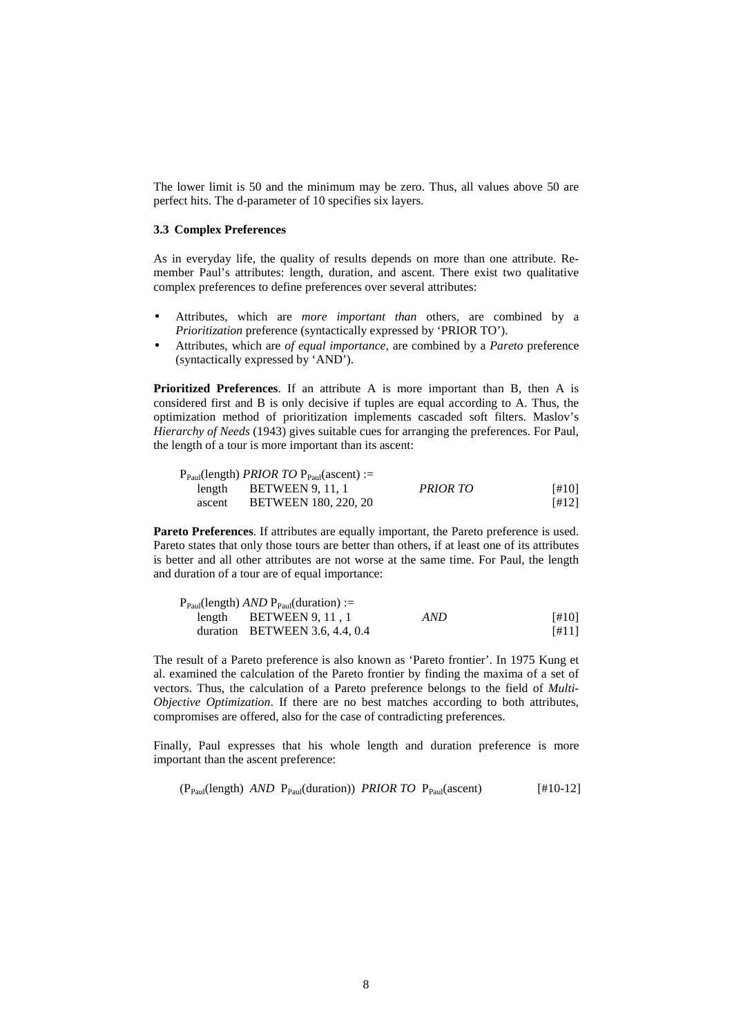The lower limit is 50 and the minimum may be zero. Thus, all values above 50 are perfect hits. The d-parameter of 10 specifies six layers.

### 3.3 Complex Preferences

As in everyday life, the quality of results depends on more than one attribute. Remember Paul's attributes: length, duration, and ascent. There exist two qualitative complex preferences to define preferences over several attributes:

- Attributes, which are *more important than* others, are combined by a *Prioritization* preference (syntactically expressed by 'PRIOR TO').
- Attributes, which are *of equal importance*, are combined by a *Pareto* preference (syntactically expressed by 'AND').

**Prioritized Preferences**. If an attribute A is more important than B, then A is considered first and B is only decisive if tuples are equal according to A. Thus, the optimization method of prioritization implements cascaded soft filters. Maslov's *Hierarchy of Needs* (1943) gives suitable cues for arranging the preferences. For Paul, the length of a tour is more important than its ascent:

$P_{Paul}$(length) *PRIOR TO* $P_{Paul}$(ascent) :=

| | | | |
|---|---|---|---|
| length | BETWEEN 9, 11, 1 | *PRIOR TO* | [#10] |
| ascent | BETWEEN 180, 220, 20 | | [#12] |

**Pareto Preferences**. If attributes are equally important, the Pareto preference is used. Pareto states that only those tours are better than others, if at least one of its attributes is better and all other attributes are not worse at the same time. For Paul, the length and duration of a tour are of equal importance:

$P_{Paul}$(length) *AND* $P_{Paul}$(duration) :=

| | | | |
|---|---|---|---|
| length | BETWEEN 9, 11 , 1 | *AND* | [#10] |
| duration | BETWEEN 3.6, 4.4, 0.4 | | [#11] |

The result of a Pareto preference is also known as 'Pareto frontier'. In 1975 Kung et al. examined the calculation of the Pareto frontier by finding the maxima of a set of vectors. Thus, the calculation of a Pareto preference belongs to the field of *Multi-Objective Optimization*. If there are no best matches according to both attributes, compromises are offered, also for the case of contradicting preferences.

Finally, Paul expresses that his whole length and duration preference is more important than the ascent preference:

($P_{Paul}$(length) *AND* $P_{Paul}$(duration)) *PRIOR TO* $P_{Paul}$(ascent) [#10-12]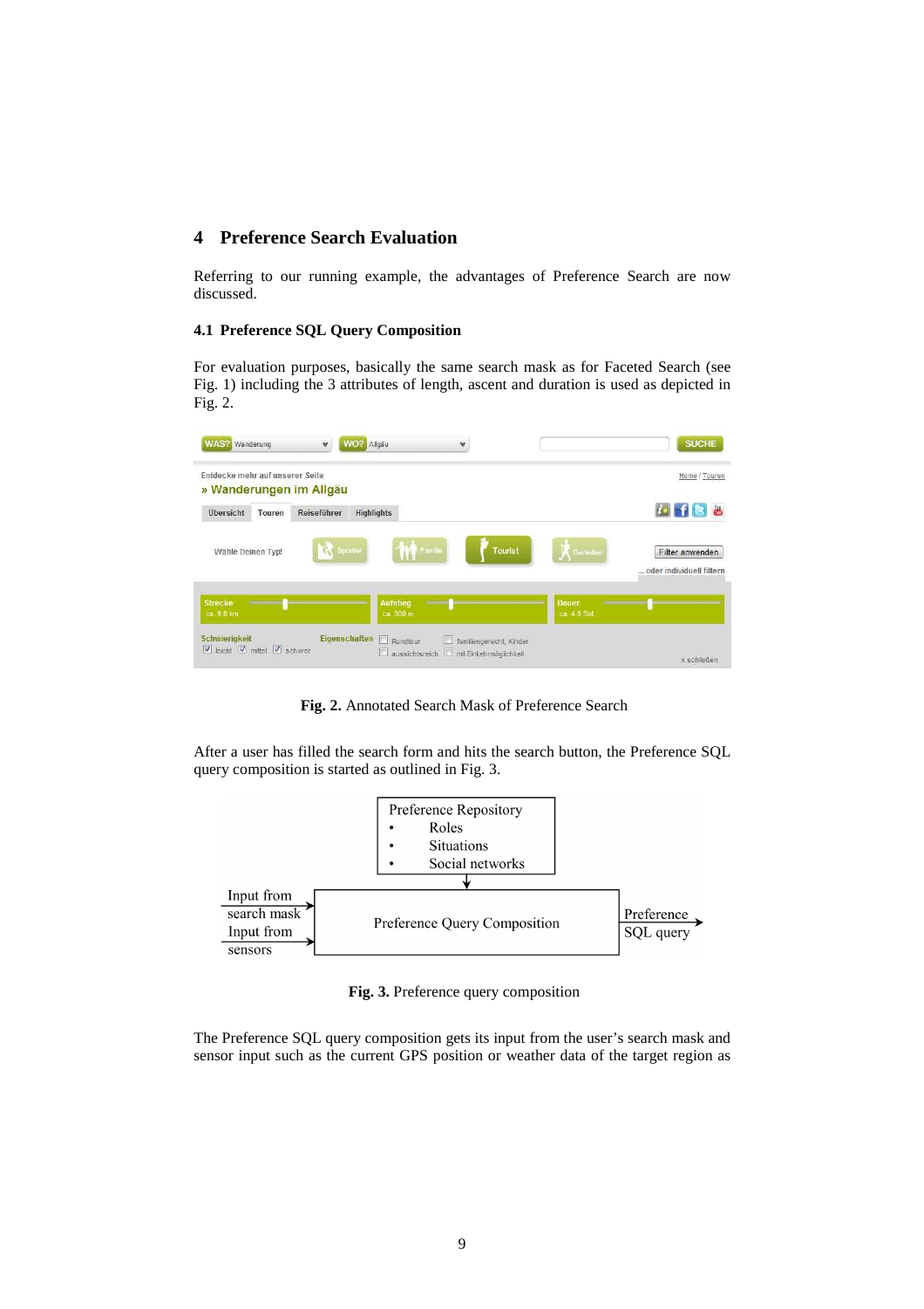## 4 Preference Search Evaluation

Referring to our running example, the advantages of Preference Search are now discussed.

### 4.1 Preference SQL Query Composition

For evaluation purposes, basically the same search mask as for Faceted Search (see Fig. 1) including the 3 attributes of length, ascent and duration is used as depicted in Fig. 2.

**Fig. 2.** Annotated Search Mask of Preference Search

After a user has filled the search form and hits the search button, the Preference SQL query composition is started as outlined in Fig. 3.

**Fig. 3.** Preference query composition

The Preference SQL query composition gets its input from the user's search mask and sensor input such as the current GPS position or weather data of the target region as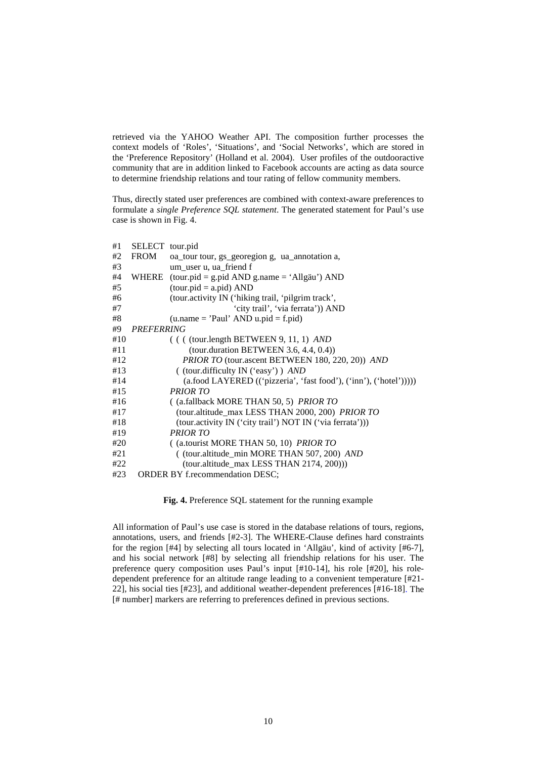retrieved via the YAHOO Weather API. The composition further processes the context models of 'Roles', 'Situations', and 'Social Networks', which are stored in the 'Preference Repository' (Holland et al. 2004). User profiles of the outdooractive community that are in addition linked to Facebook accounts are acting as data source to determine friendship relations and tour rating of fellow community members.

Thus, directly stated user preferences are combined with context-aware preferences to formulate a *single Preference SQL statement*. The generated statement for Paul's use case is shown in Fig. 4.

```
#1   SELECT   tour.pid
#2   FROM     oa_tour tour, gs_georegion g, ua_annotation a,
#3            um_user u, ua_friend f
#4   WHERE    (tour.pid = g.pid AND g.name = 'Allgäu') AND
#5            (tour.pid = a.pid) AND
#6            (tour.activity IN ('hiking trail, 'pilgrim track',
#7                              'city trail', 'via ferrata')) AND
#8            (u.name = 'Paul' AND u.pid = f.pid)
#9   PREFERRING
#10           ( ( ( (tour.length BETWEEN 9, 11, 1) AND
#11                (tour.duration BETWEEN 3.6, 4.4, 0.4))
#12             PRIOR TO (tour.ascent BETWEEN 180, 220, 20)) AND
#13            ( (tour.difficulty IN ('easy') ) AND
#14             (a.food LAYERED (('pizzeria', 'fast food'), ('inn'), ('hotel')))))
#15           PRIOR TO
#16           ( (a.fallback MORE THAN 50, 5) PRIOR TO
#17            (tour.altitude_max LESS THAN 2000, 200) PRIOR TO
#18            (tour.activity IN ('city trail') NOT IN ('via ferrata')))
#19           PRIOR TO
#20           ( (a.tourist MORE THAN 50, 10) PRIOR TO
#21            ( (tour.altitude_min MORE THAN 507, 200) AND
#22             (tour.altitude_max LESS THAN 2174, 200)))
#23    ORDER BY f.recommendation DESC;
```

**Fig. 4.** Preference SQL statement for the running example

All information of Paul's use case is stored in the database relations of tours, regions, annotations, users, and friends [#2-3]. The WHERE-Clause defines hard constraints for the region [#4] by selecting all tours located in 'Allgäu', kind of activity [#6-7], and his social network [#8] by selecting all friendship relations for his user. The preference query composition uses Paul's input [#10-14], his role [#20], his role-dependent preference for an altitude range leading to a convenient temperature [#21-22], his social ties [#23], and additional weather-dependent preferences [#16-18]. The [# number] markers are referring to preferences defined in previous sections.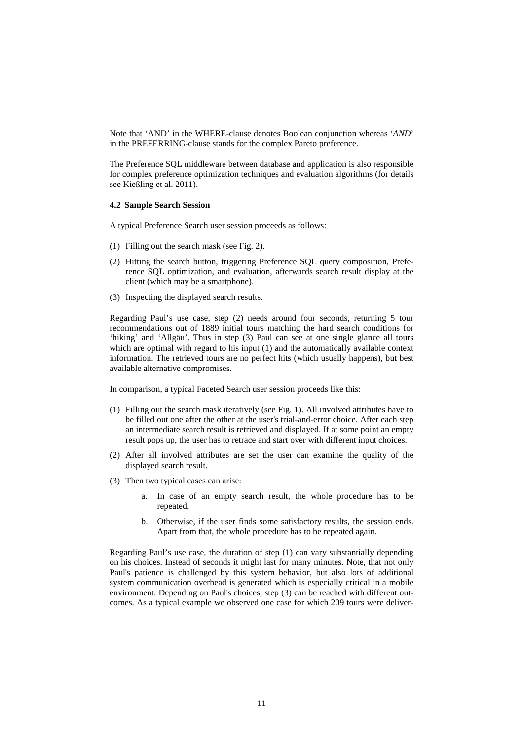Note that 'AND' in the WHERE-clause denotes Boolean conjunction whereas '*AND*' in the PREFERRING-clause stands for the complex Pareto preference.

The Preference SQL middleware between database and application is also responsible for complex preference optimization techniques and evaluation algorithms (for details see Kießling et al. 2011).

### 4.2 Sample Search Session

A typical Preference Search user session proceeds as follows:

(1) Filling out the search mask (see Fig. 2).

(2) Hitting the search button, triggering Preference SQL query composition, Preference SQL optimization, and evaluation, afterwards search result display at the client (which may be a smartphone).

(3) Inspecting the displayed search results.

Regarding Paul's use case, step (2) needs around four seconds, returning 5 tour recommendations out of 1889 initial tours matching the hard search conditions for 'hiking' and 'Allgäu'. Thus in step (3) Paul can see at one single glance all tours which are optimal with regard to his input (1) and the automatically available context information. The retrieved tours are no perfect hits (which usually happens), but best available alternative compromises.

In comparison, a typical Faceted Search user session proceeds like this:

(1) Filling out the search mask iteratively (see Fig. 1). All involved attributes have to be filled out one after the other at the user's trial-and-error choice. After each step an intermediate search result is retrieved and displayed. If at some point an empty result pops up, the user has to retrace and start over with different input choices.

(2) After all involved attributes are set the user can examine the quality of the displayed search result.

(3) Then two typical cases can arise:

    a. In case of an empty search result, the whole procedure has to be repeated.

    b. Otherwise, if the user finds some satisfactory results, the session ends. Apart from that, the whole procedure has to be repeated again.

Regarding Paul's use case, the duration of step (1) can vary substantially depending on his choices. Instead of seconds it might last for many minutes. Note, that not only Paul's patience is challenged by this system behavior, but also lots of additional system communication overhead is generated which is especially critical in a mobile environment. Depending on Paul's choices, step (3) can be reached with different outcomes. As a typical example we observed one case for which 209 tours were deliver-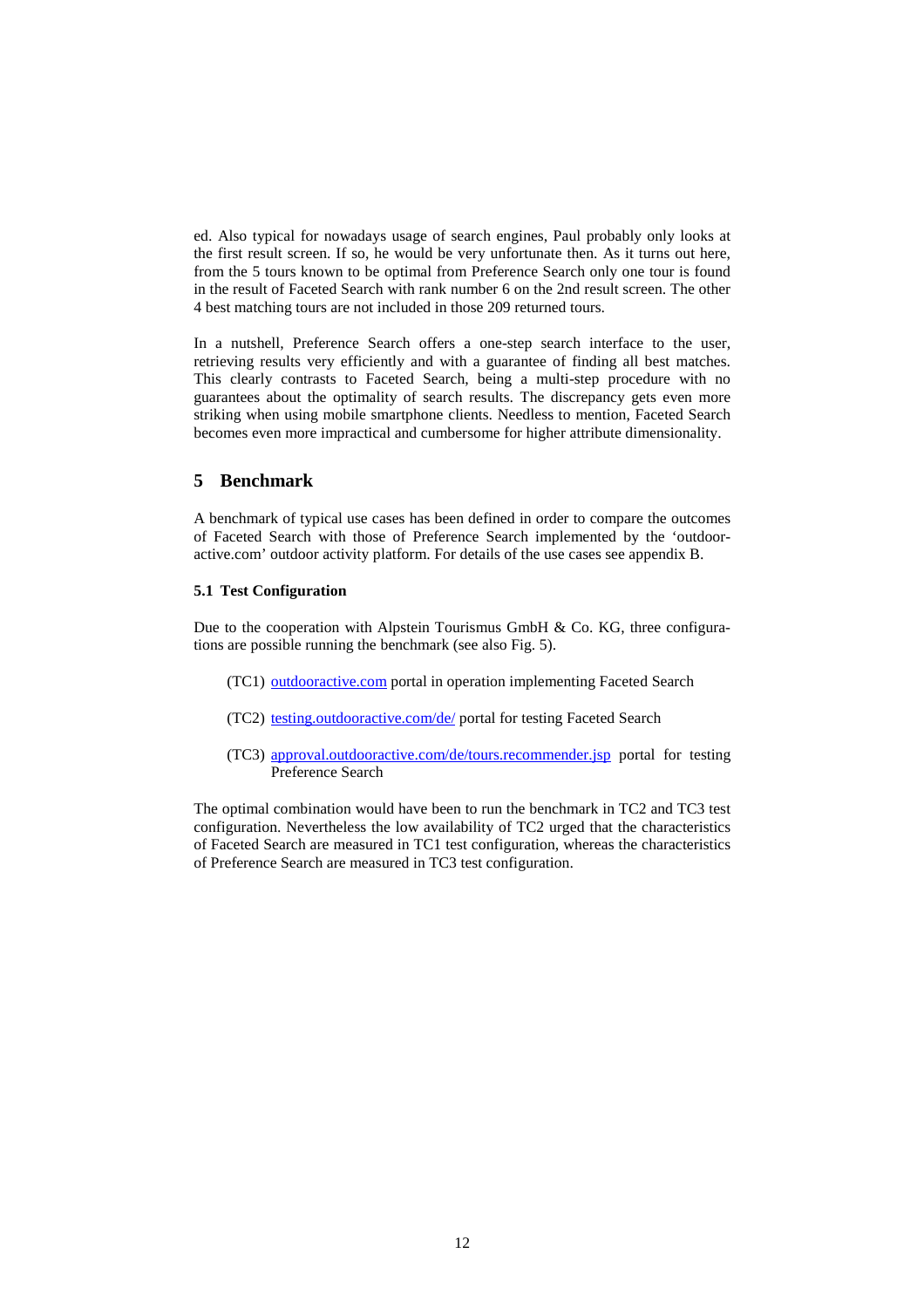ed. Also typical for nowadays usage of search engines, Paul probably only looks at the first result screen. If so, he would be very unfortunate then. As it turns out here, from the 5 tours known to be optimal from Preference Search only one tour is found in the result of Faceted Search with rank number 6 on the 2nd result screen. The other 4 best matching tours are not included in those 209 returned tours.

In a nutshell, Preference Search offers a one-step search interface to the user, retrieving results very efficiently and with a guarantee of finding all best matches. This clearly contrasts to Faceted Search, being a multi-step procedure with no guarantees about the optimality of search results. The discrepancy gets even more striking when using mobile smartphone clients. Needless to mention, Faceted Search becomes even more impractical and cumbersome for higher attribute dimensionality.

## 5 Benchmark

A benchmark of typical use cases has been defined in order to compare the outcomes of Faceted Search with those of Preference Search implemented by the 'outdoor-active.com' outdoor activity platform. For details of the use cases see appendix B.

### 5.1 Test Configuration

Due to the cooperation with Alpstein Tourismus GmbH & Co. KG, three configurations are possible running the benchmark (see also Fig. 5).

- (TC1) outdooractive.com portal in operation implementing Faceted Search
- (TC2) testing.outdooractive.com/de/ portal for testing Faceted Search
- (TC3) approval.outdooractive.com/de/tours.recommender.jsp portal for testing Preference Search

The optimal combination would have been to run the benchmark in TC2 and TC3 test configuration. Nevertheless the low availability of TC2 urged that the characteristics of Faceted Search are measured in TC1 test configuration, whereas the characteristics of Preference Search are measured in TC3 test configuration.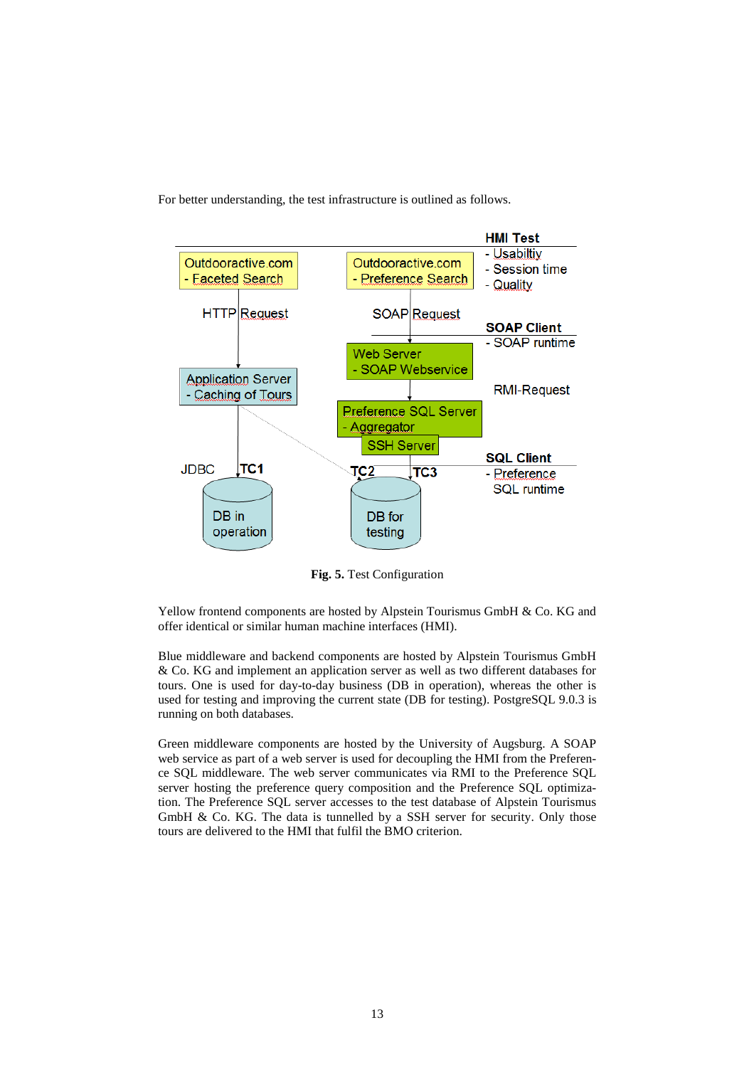For better understanding, the test infrastructure is outlined as follows.

**Fig. 5.** Test Configuration

Yellow frontend components are hosted by Alpstein Tourismus GmbH & Co. KG and offer identical or similar human machine interfaces (HMI).

Blue middleware and backend components are hosted by Alpstein Tourismus GmbH & Co. KG and implement an application server as well as two different databases for tours. One is used for day-to-day business (DB in operation), whereas the other is used for testing and improving the current state (DB for testing). PostgreSQL 9.0.3 is running on both databases.

Green middleware components are hosted by the University of Augsburg. A SOAP web service as part of a web server is used for decoupling the HMI from the Preference SQL middleware. The web server communicates via RMI to the Preference SQL server hosting the preference query composition and the Preference SQL optimization. The Preference SQL server accesses to the test database of Alpstein Tourismus GmbH & Co. KG. The data is tunnelled by a SSH server for security. Only those tours are delivered to the HMI that fulfil the BMO criterion.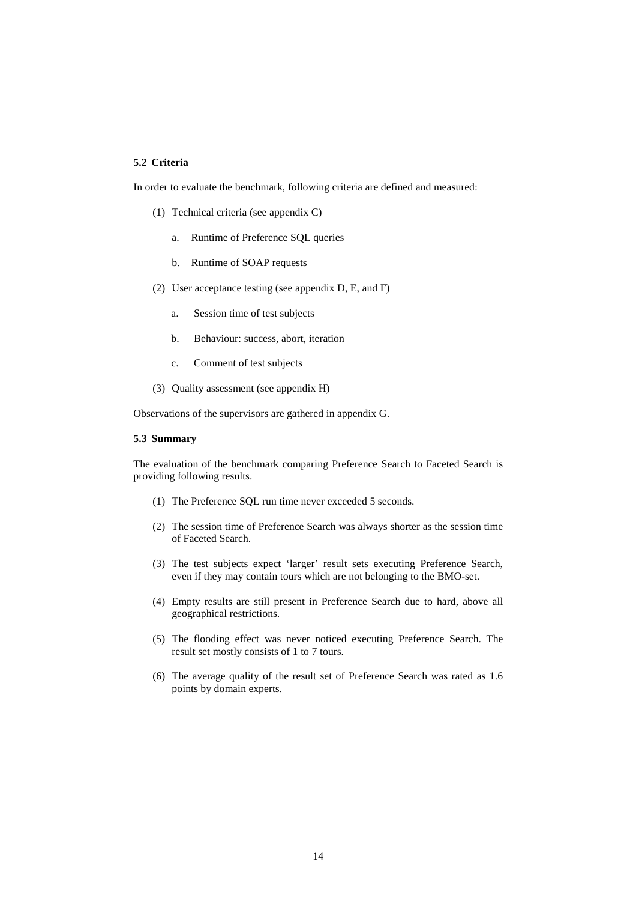### 5.2 Criteria

In order to evaluate the benchmark, following criteria are defined and measured:

(1) Technical criteria (see appendix C)

  a. Runtime of Preference SQL queries

  b. Runtime of SOAP requests

(2) User acceptance testing (see appendix D, E, and F)

  a. Session time of test subjects

  b. Behaviour: success, abort, iteration

  c. Comment of test subjects

(3) Quality assessment (see appendix H)

Observations of the supervisors are gathered in appendix G.

### 5.3 Summary

The evaluation of the benchmark comparing Preference Search to Faceted Search is providing following results.

(1) The Preference SQL run time never exceeded 5 seconds.

(2) The session time of Preference Search was always shorter as the session time of Faceted Search.

(3) The test subjects expect 'larger' result sets executing Preference Search, even if they may contain tours which are not belonging to the BMO-set.

(4) Empty results are still present in Preference Search due to hard, above all geographical restrictions.

(5) The flooding effect was never noticed executing Preference Search. The result set mostly consists of 1 to 7 tours.

(6) The average quality of the result set of Preference Search was rated as 1.6 points by domain experts.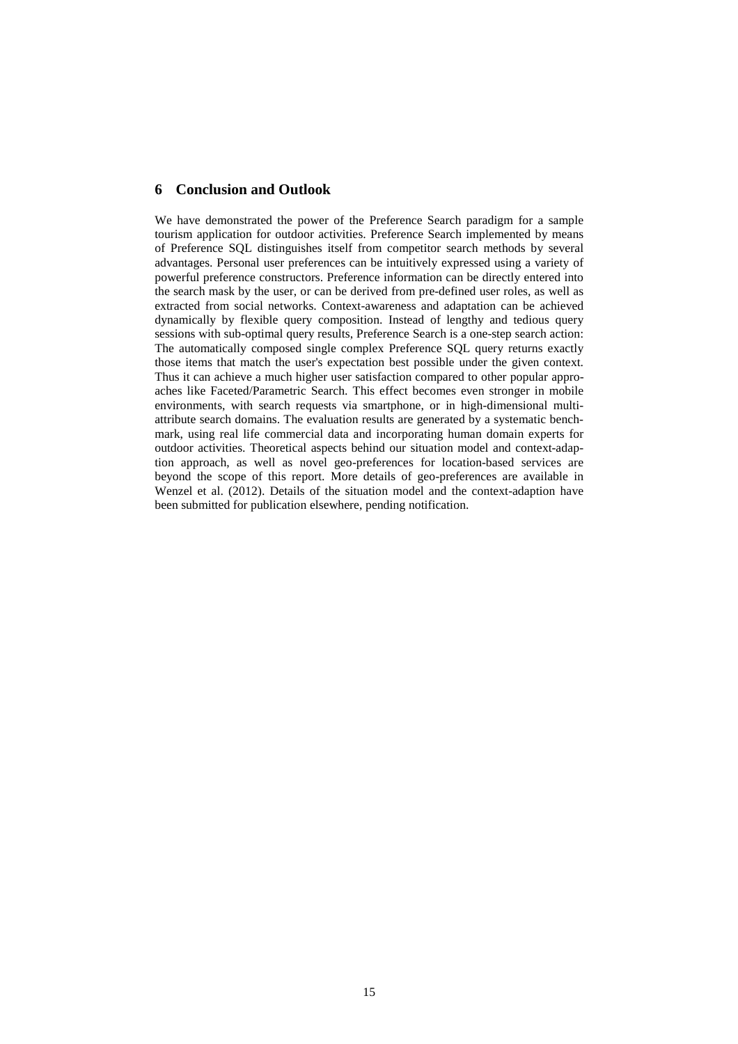## 6 Conclusion and Outlook

We have demonstrated the power of the Preference Search paradigm for a sample tourism application for outdoor activities. Preference Search implemented by means of Preference SQL distinguishes itself from competitor search methods by several advantages. Personal user preferences can be intuitively expressed using a variety of powerful preference constructors. Preference information can be directly entered into the search mask by the user, or can be derived from pre-defined user roles, as well as extracted from social networks. Context-awareness and adaptation can be achieved dynamically by flexible query composition. Instead of lengthy and tedious query sessions with sub-optimal query results, Preference Search is a one-step search action: The automatically composed single complex Preference SQL query returns exactly those items that match the user's expectation best possible under the given context. Thus it can achieve a much higher user satisfaction compared to other popular approaches like Faceted/Parametric Search. This effect becomes even stronger in mobile environments, with search requests via smartphone, or in high-dimensional multi-attribute search domains. The evaluation results are generated by a systematic benchmark, using real life commercial data and incorporating human domain experts for outdoor activities. Theoretical aspects behind our situation model and context-adaption approach, as well as novel geo-preferences for location-based services are beyond the scope of this report. More details of geo-preferences are available in Wenzel et al. (2012). Details of the situation model and the context-adaption have been submitted for publication elsewhere, pending notification.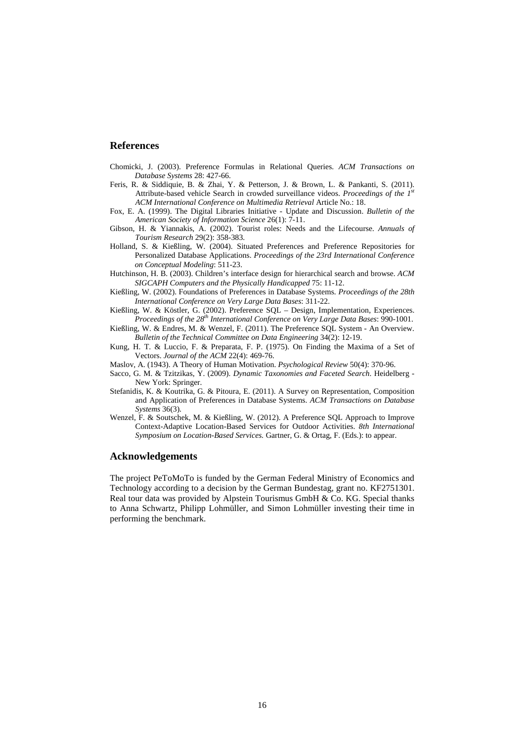## References

Chomicki, J. (2003). Preference Formulas in Relational Queries. *ACM Transactions on Database Systems* 28: 427-66.

Feris, R. & Siddiquie, B. & Zhai, Y. & Petterson, J. & Brown, L. & Pankanti, S. (2011). Attribute-based vehicle Search in crowded surveillance videos. *Proceedings of the 1st ACM International Conference on Multimedia Retrieval* Article No.: 18.

Fox, E. A. (1999). The Digital Libraries Initiative - Update and Discussion. *Bulletin of the American Society of Information Science* 26(1): 7-11.

Gibson, H. & Yiannakis, A. (2002). Tourist roles: Needs and the Lifecourse. *Annuals of Tourism Research* 29(2): 358-383.

Holland, S. & Kießling, W. (2004). Situated Preferences and Preference Repositories for Personalized Database Applications. *Proceedings of the 23rd International Conference on Conceptual Modeling*: 511-23.

Hutchinson, H. B. (2003). Children's interface design for hierarchical search and browse. *ACM SIGCAPH Computers and the Physically Handicapped* 75: 11-12.

Kießling, W. (2002). Foundations of Preferences in Database Systems. *Proceedings of the 28th International Conference on Very Large Data Bases*: 311-22.

Kießling, W. & Köstler, G. (2002). Preference SQL – Design, Implementation, Experiences. *Proceedings of the 28th International Conference on Very Large Data Bases*: 990-1001.

Kießling, W. & Endres, M. & Wenzel, F. (2011). The Preference SQL System - An Overview. *Bulletin of the Technical Committee on Data Engineering* 34(2): 12-19.

Kung, H. T. & Luccio, F. & Preparata, F. P. (1975). On Finding the Maxima of a Set of Vectors. *Journal of the ACM* 22(4): 469-76.

Maslov, A. (1943). A Theory of Human Motivation. *Psychological Review* 50(4): 370-96.

Sacco, G. M. & Tzitzikas, Y. (2009). *Dynamic Taxonomies and Faceted Search*. Heidelberg - New York: Springer.

Stefanidis, K. & Koutrika, G. & Pitoura, E. (2011). A Survey on Representation, Composition and Application of Preferences in Database Systems. *ACM Transactions on Database Systems* 36(3).

Wenzel, F. & Soutschek, M. & Kießling, W. (2012). A Preference SQL Approach to Improve Context-Adaptive Location-Based Services for Outdoor Activities. *8th International Symposium on Location-Based Services.* Gartner, G. & Ortag, F. (Eds.): to appear.

## Acknowledgements

The project PeToMoTo is funded by the German Federal Ministry of Economics and Technology according to a decision by the German Bundestag, grant no. KF2751301. Real tour data was provided by Alpstein Tourismus GmbH & Co. KG. Special thanks to Anna Schwartz, Philipp Lohmüller, and Simon Lohmüller investing their time in performing the benchmark.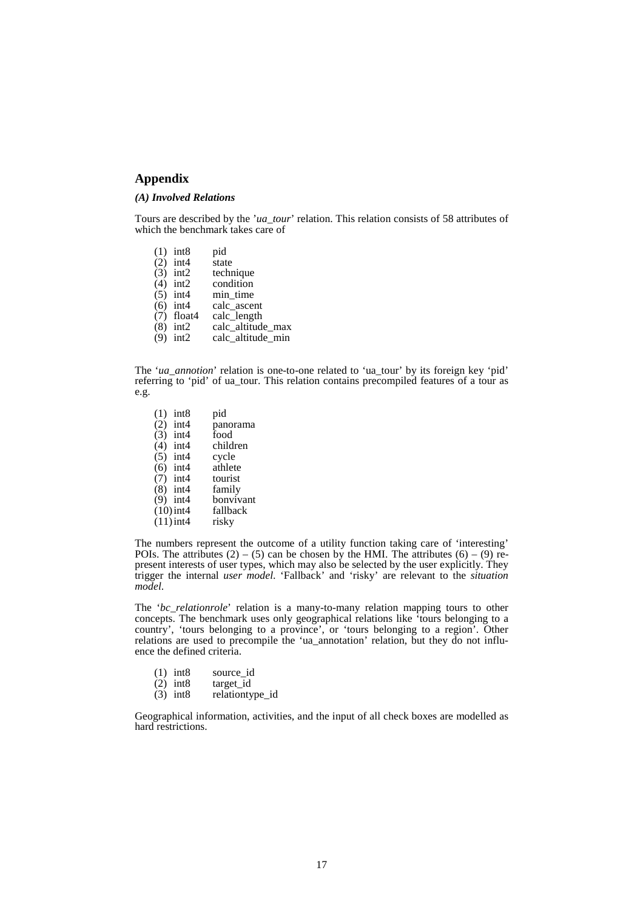## Appendix

### *(A) Involved Relations*

Tours are described by the '*ua_tour*' relation. This relation consists of 58 attributes of which the benchmark takes care of

(1) int8 pid
(2) int4 state
(3) int2 technique
(4) int2 condition
(5) int4 min_time
(6) int4 calc_ascent
(7) float4 calc_length
(8) int2 calc_altitude_max
(9) int2 calc_altitude_min

The '*ua_annotion*' relation is one-to-one related to 'ua_tour' by its foreign key 'pid' referring to 'pid' of ua_tour. This relation contains precompiled features of a tour as e.g.

(1) int8 pid
(2) int4 panorama
(3) int4 food
(4) int4 children
(5) int4 cycle
(6) int4 athlete
(7) int4 tourist
(8) int4 family
(9) int4 bonvivant
(10) int4 fallback
(11) int4 risky

The numbers represent the outcome of a utility function taking care of 'interesting' POIs. The attributes (2) – (5) can be chosen by the HMI. The attributes (6) – (9) represent interests of user types, which may also be selected by the user explicitly. They trigger the internal *user model*. 'Fallback' and 'risky' are relevant to the *situation model*.

The '*bc_relationrole*' relation is a many-to-many relation mapping tours to other concepts. The benchmark uses only geographical relations like 'tours belonging to a country', 'tours belonging to a province', or 'tours belonging to a region'. Other relations are used to precompile the 'ua_annotation' relation, but they do not influence the defined criteria.

(1) int8 source_id
(2) int8 target_id
(3) int8 relationtype_id

Geographical information, activities, and the input of all check boxes are modelled as hard restrictions.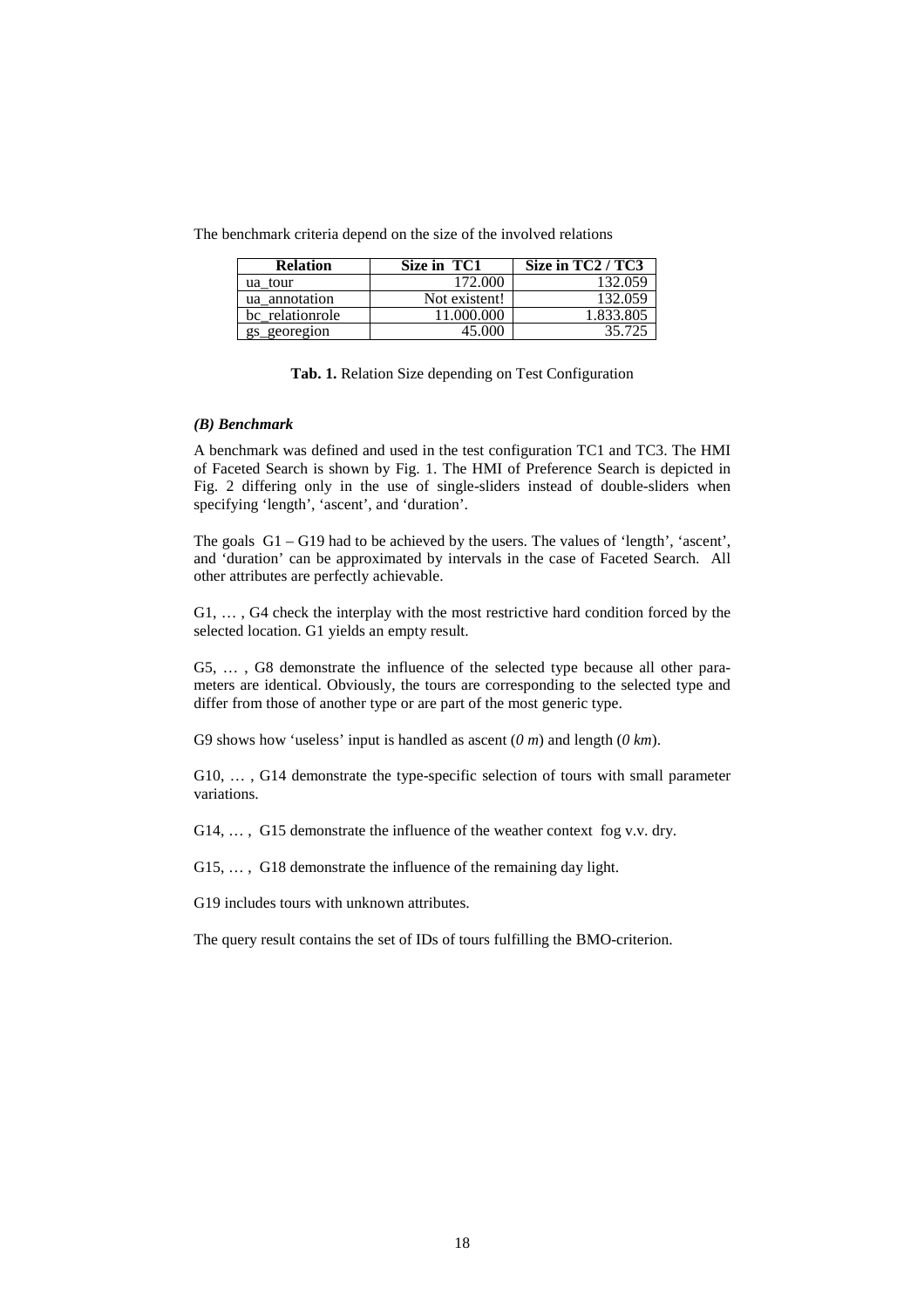The benchmark criteria depend on the size of the involved relations

| Relation | Size in TC1 | Size in TC2 / TC3 |
|---|---|---|
| ua_tour | 172.000 | 132.059 |
| ua_annotation | Not existent! | 132.059 |
| bc_relationrole | 11.000.000 | 1.833.805 |
| gs_georegion | 45.000 | 35.725 |

**Tab. 1.** Relation Size depending on Test Configuration

### *(B) Benchmark*

A benchmark was defined and used in the test configuration TC1 and TC3. The HMI of Faceted Search is shown by Fig. 1. The HMI of Preference Search is depicted in Fig. 2 differing only in the use of single-sliders instead of double-sliders when specifying 'length', 'ascent', and 'duration'.

The goals G1 – G19 had to be achieved by the users. The values of 'length', 'ascent', and 'duration' can be approximated by intervals in the case of Faceted Search. All other attributes are perfectly achievable.

G1, … , G4 check the interplay with the most restrictive hard condition forced by the selected location. G1 yields an empty result.

G5, … , G8 demonstrate the influence of the selected type because all other parameters are identical. Obviously, the tours are corresponding to the selected type and differ from those of another type or are part of the most generic type.

G9 shows how 'useless' input is handled as ascent (*0 m*) and length (*0 km*).

G10, … , G14 demonstrate the type-specific selection of tours with small parameter variations.

G14, … , G15 demonstrate the influence of the weather context fog v.v. dry.

G15, … , G18 demonstrate the influence of the remaining day light.

G19 includes tours with unknown attributes.

The query result contains the set of IDs of tours fulfilling the BMO-criterion.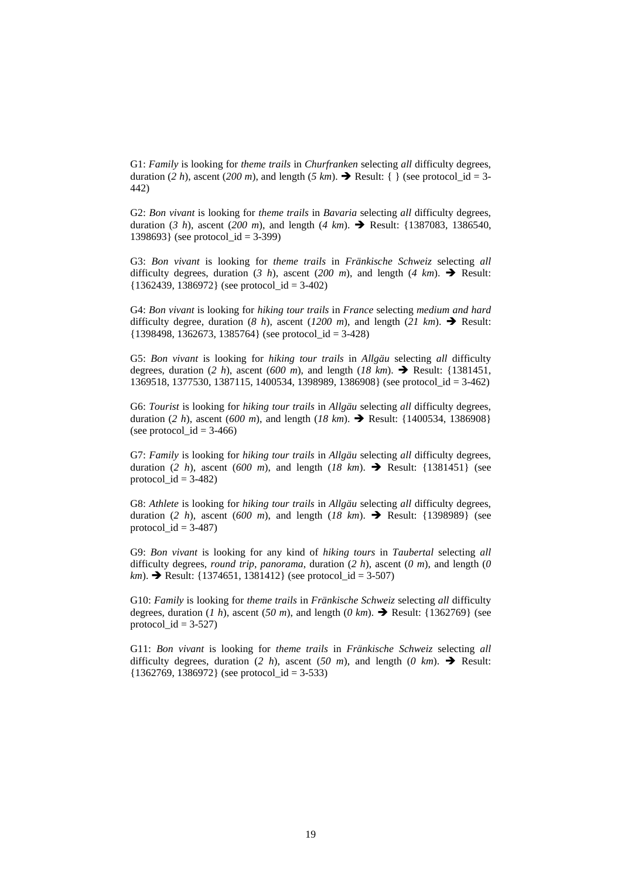G1: *Family* is looking for *theme trails* in *Churfranken* selecting *all* difficulty degrees, duration (*2 h*), ascent (*200 m*), and length (*5 km*). ➔ Result: { } (see protocol_id = 3-442)

G2: *Bon vivant* is looking for *theme trails* in *Bavaria* selecting *all* difficulty degrees, duration (*3 h*), ascent (*200 m*), and length (*4 km*). ➔ Result: {1387083, 1386540, 1398693} (see protocol_id = 3-399)

G3: *Bon vivant* is looking for *theme trails* in *Fränkische Schweiz* selecting *all* difficulty degrees, duration (*3 h*), ascent (*200 m*), and length (*4 km*). ➔ Result: {1362439, 1386972} (see protocol_id = 3-402)

G4: *Bon vivant* is looking for *hiking tour trails* in *France* selecting *medium and hard* difficulty degree, duration (*8 h*), ascent (*1200 m*), and length (*21 km*). ➔ Result: {1398498, 1362673, 1385764} (see protocol_id = 3-428)

G5: *Bon vivant* is looking for *hiking tour trails* in *Allgäu* selecting *all* difficulty degrees, duration (*2 h*), ascent (*600 m*), and length (*18 km*). ➔ Result: {1381451, 1369518, 1377530, 1387115, 1400534, 1398989, 1386908} (see protocol_id = 3-462)

G6: *Tourist* is looking for *hiking tour trails* in *Allgäu* selecting *all* difficulty degrees, duration (*2 h*), ascent (*600 m*), and length (*18 km*). ➔ Result: {1400534, 1386908} (see protocol_id = 3-466)

G7: *Family* is looking for *hiking tour trails* in *Allgäu* selecting *all* difficulty degrees, duration (*2 h*), ascent (*600 m*), and length (*18 km*). ➔ Result: {1381451} (see protocol_id = 3-482)

G8: *Athlete* is looking for *hiking tour trails* in *Allgäu* selecting *all* difficulty degrees, duration (*2 h*), ascent (*600 m*), and length (*18 km*). ➔ Result: {1398989} (see protocol_id = 3-487)

G9: *Bon vivant* is looking for any kind of *hiking tours* in *Taubertal* selecting *all* difficulty degrees, *round trip*, *panorama*, duration (*2 h*), ascent (*0 m*), and length (*0 km*). ➔ Result: {1374651, 1381412} (see protocol_id = 3-507)

G10: *Family* is looking for *theme trails* in *Fränkische Schweiz* selecting *all* difficulty degrees, duration (*1 h*), ascent (*50 m*), and length (*0 km*). ➔ Result: {1362769} (see protocol_id = 3-527)

G11: *Bon vivant* is looking for *theme trails* in *Fränkische Schweiz* selecting *all* difficulty degrees, duration (*2 h*), ascent (*50 m*), and length (*0 km*). ➔ Result: {1362769, 1386972} (see protocol_id = 3-533)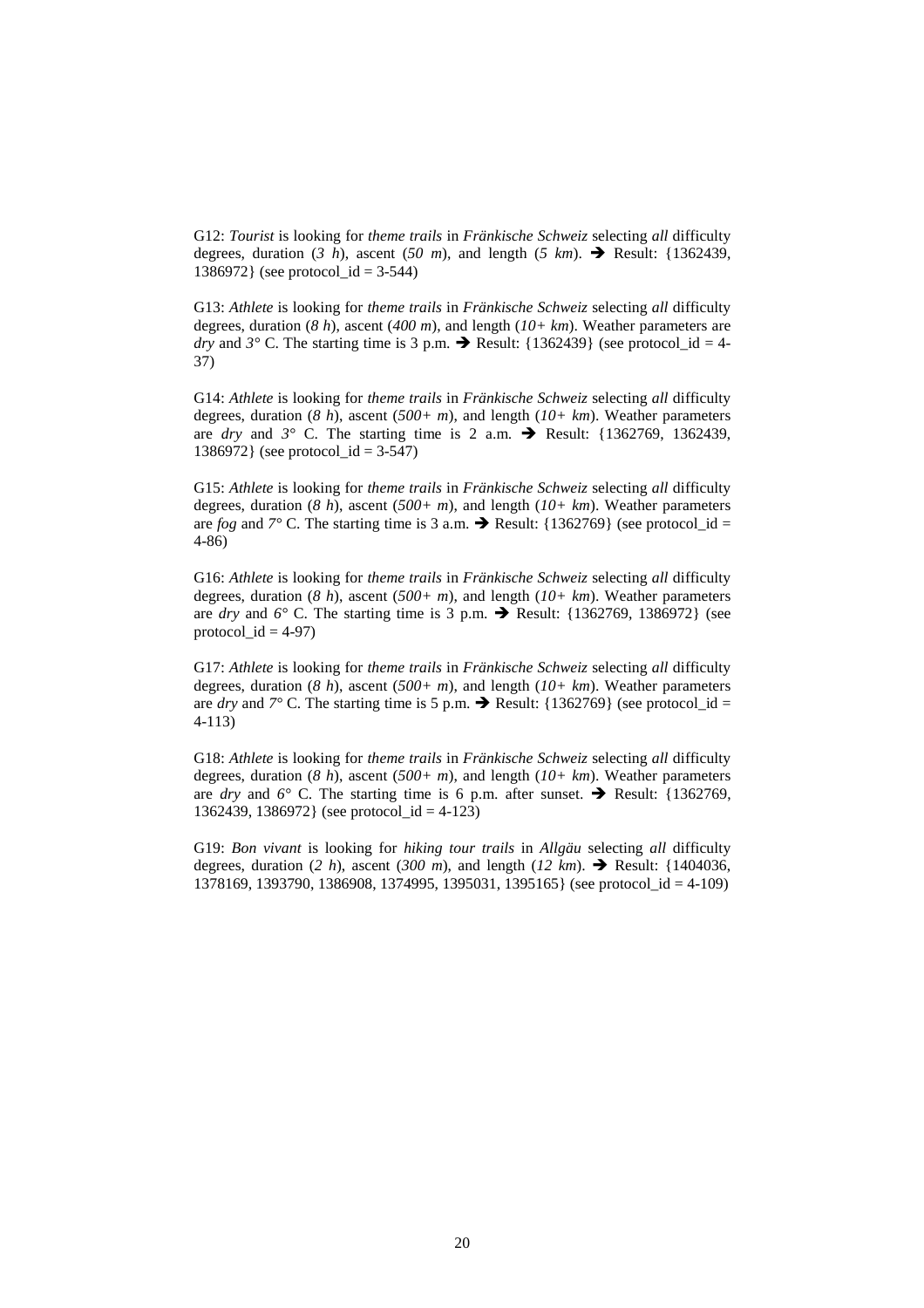G12: *Tourist* is looking for *theme trails* in *Fränkische Schweiz* selecting *all* difficulty degrees, duration (*3 h*), ascent (*50 m*), and length (*5 km*). ➔ Result: {1362439, 1386972} (see protocol_id = 3-544)

G13: *Athlete* is looking for *theme trails* in *Fränkische Schweiz* selecting *all* difficulty degrees, duration (*8 h*), ascent (*400 m*), and length (*10+ km*). Weather parameters are *dry* and *3°* C. The starting time is 3 p.m. ➔ Result: {1362439} (see protocol_id = 4-37)

G14: *Athlete* is looking for *theme trails* in *Fränkische Schweiz* selecting *all* difficulty degrees, duration (*8 h*), ascent (*500+ m*), and length (*10+ km*). Weather parameters are *dry* and *3°* C. The starting time is 2 a.m. ➔ Result: {1362769, 1362439, 1386972} (see protocol_id = 3-547)

G15: *Athlete* is looking for *theme trails* in *Fränkische Schweiz* selecting *all* difficulty degrees, duration (*8 h*), ascent (*500+ m*), and length (*10+ km*). Weather parameters are *fog* and *7°* C. The starting time is 3 a.m. ➔ Result: {1362769} (see protocol_id = 4-86)

G16: *Athlete* is looking for *theme trails* in *Fränkische Schweiz* selecting *all* difficulty degrees, duration (*8 h*), ascent (*500+ m*), and length (*10+ km*). Weather parameters are *dry* and *6°* C. The starting time is 3 p.m. ➔ Result: {1362769, 1386972} (see protocol_id = 4-97)

G17: *Athlete* is looking for *theme trails* in *Fränkische Schweiz* selecting *all* difficulty degrees, duration (*8 h*), ascent (*500+ m*), and length (*10+ km*). Weather parameters are *dry* and *7°* C. The starting time is 5 p.m. ➔ Result: {1362769} (see protocol_id = 4-113)

G18: *Athlete* is looking for *theme trails* in *Fränkische Schweiz* selecting *all* difficulty degrees, duration (*8 h*), ascent (*500+ m*), and length (*10+ km*). Weather parameters are *dry* and *6°* C. The starting time is 6 p.m. after sunset. ➔ Result: {1362769, 1362439, 1386972} (see protocol_id = 4-123)

G19: *Bon vivant* is looking for *hiking tour trails* in *Allgäu* selecting *all* difficulty degrees, duration (*2 h*), ascent (*300 m*), and length (*12 km*). ➔ Result: {1404036, 1378169, 1393790, 1386908, 1374995, 1395031, 1395165} (see protocol_id = 4-109)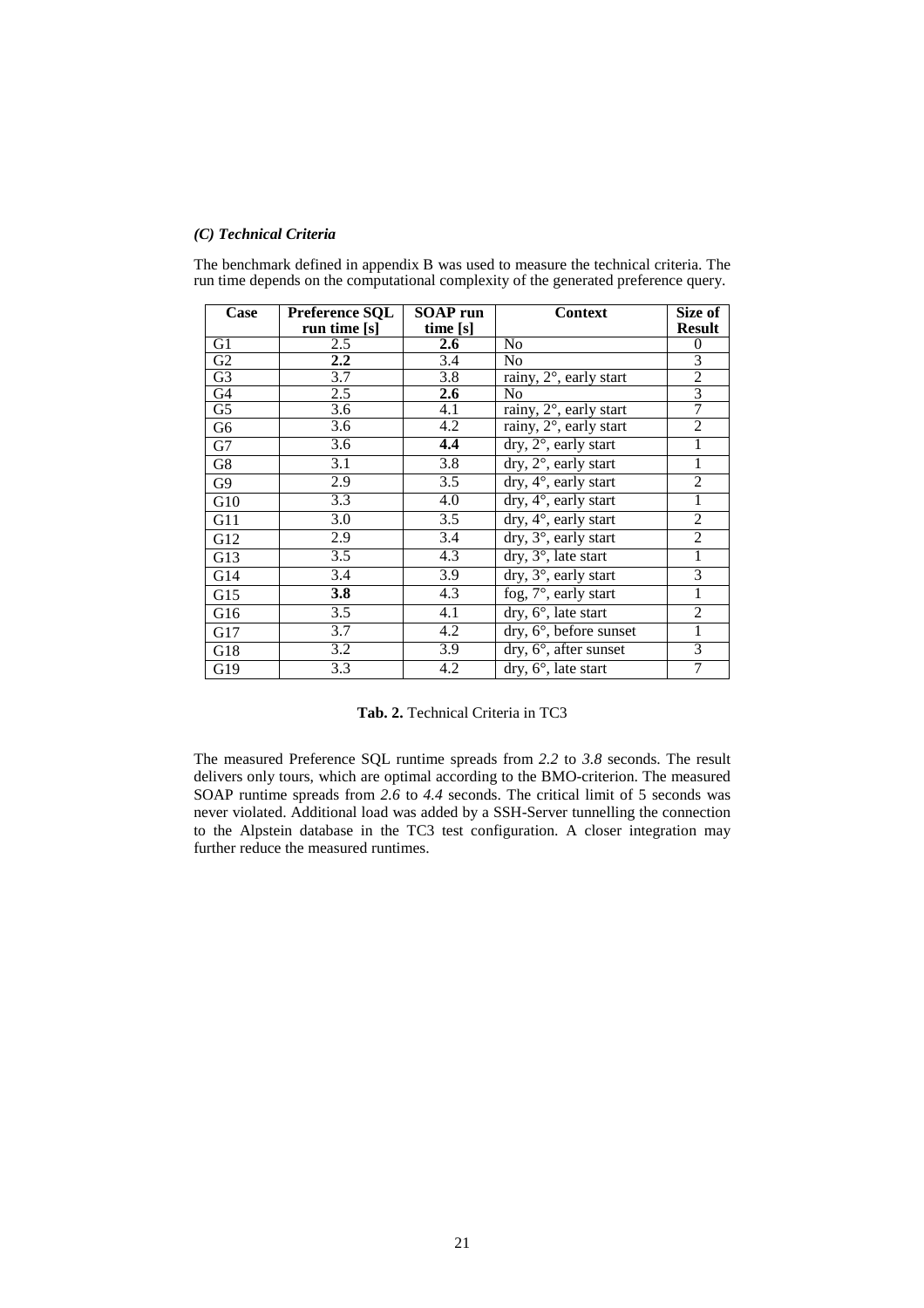#### *(C) Technical Criteria*

The benchmark defined in appendix B was used to measure the technical criteria. The run time depends on the computational complexity of the generated preference query.

| Case | Preference SQL run time [s] | SOAP run time [s] | Context | Size of Result |
|---|---|---|---|---|
| G1 | 2.5 | **2.6** | No | 0 |
| G2 | **2.2** | 3.4 | No | 3 |
| G3 | 3.7 | 3.8 | rainy, 2°, early start | 2 |
| G4 | 2.5 | **2.6** | No | 3 |
| G5 | 3.6 | 4.1 | rainy, 2°, early start | 7 |
| G6 | 3.6 | 4.2 | rainy, 2°, early start | 2 |
| G7 | 3.6 | **4.4** | dry, 2°, early start | 1 |
| G8 | 3.1 | 3.8 | dry, 2°, early start | 1 |
| G9 | 2.9 | 3.5 | dry, 4°, early start | 2 |
| G10 | 3.3 | 4.0 | dry, 4°, early start | 1 |
| G11 | 3.0 | 3.5 | dry, 4°, early start | 2 |
| G12 | 2.9 | 3.4 | dry, 3°, early start | 2 |
| G13 | 3.5 | 4.3 | dry, 3°, late start | 1 |
| G14 | 3.4 | 3.9 | dry, 3°, early start | 3 |
| G15 | **3.8** | 4.3 | fog, 7°, early start | 1 |
| G16 | 3.5 | 4.1 | dry, 6°, late start | 2 |
| G17 | 3.7 | 4.2 | dry, 6°, before sunset | 1 |
| G18 | 3.2 | 3.9 | dry, 6°, after sunset | 3 |
| G19 | 3.3 | 4.2 | dry, 6°, late start | 7 |

**Tab. 2.** Technical Criteria in TC3

The measured Preference SQL runtime spreads from *2.2* to *3.8* seconds. The result delivers only tours, which are optimal according to the BMO-criterion. The measured SOAP runtime spreads from *2.6* to *4.4* seconds. The critical limit of 5 seconds was never violated. Additional load was added by a SSH-Server tunnelling the connection to the Alpstein database in the TC3 test configuration. A closer integration may further reduce the measured runtimes.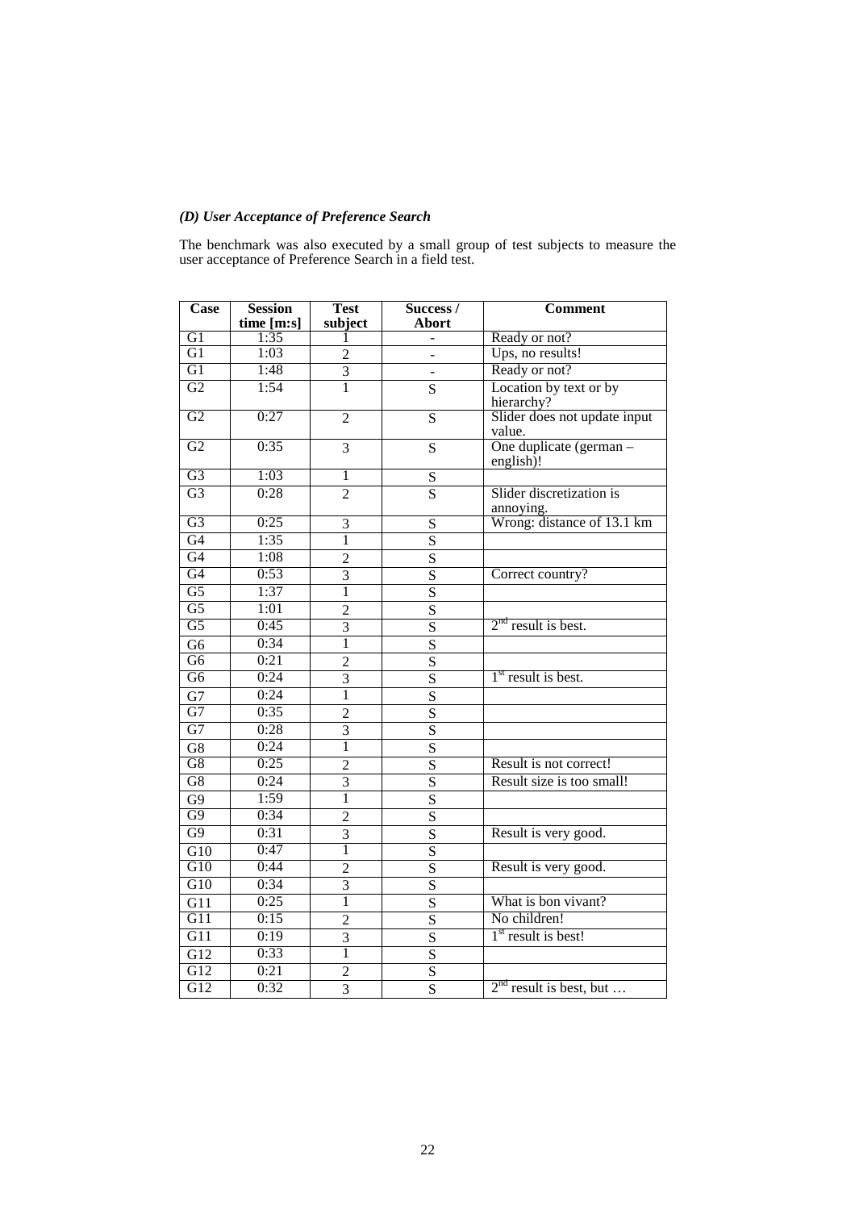***(D) User Acceptance of Preference Search***

The benchmark was also executed by a small group of test subjects to measure the user acceptance of Preference Search in a field test.

| Case | Session time [m:s] | Test subject | Success / Abort | Comment |
| --- | --- | --- | --- | --- |
| G1 | 1:35 | 1 | - | Ready or not? |
| G1 | 1:03 | 2 | - | Ups, no results! |
| G1 | 1:48 | 3 | - | Ready or not? |
| G2 | 1:54 | 1 | S | Location by text or by hierarchy? |
| G2 | 0:27 | 2 | S | Slider does not update input value. |
| G2 | 0:35 | 3 | S | One duplicate (german – english)! |
| G3 | 1:03 | 1 | S | |
| G3 | 0:28 | 2 | S | Slider discretization is annoying. |
| G3 | 0:25 | 3 | S | Wrong: distance of 13.1 km |
| G4 | 1:35 | 1 | S | |
| G4 | 1:08 | 2 | S | |
| G4 | 0:53 | 3 | S | Correct country? |
| G5 | 1:37 | 1 | S | |
| G5 | 1:01 | 2 | S | |
| G5 | 0:45 | 3 | S | 2nd result is best. |
| G6 | 0:34 | 1 | S | |
| G6 | 0:21 | 2 | S | |
| G6 | 0:24 | 3 | S | 1st result is best. |
| G7 | 0:24 | 1 | S | |
| G7 | 0:35 | 2 | S | |
| G7 | 0:28 | 3 | S | |
| G8 | 0:24 | 1 | S | |
| G8 | 0:25 | 2 | S | Result is not correct! |
| G8 | 0:24 | 3 | S | Result size is too small! |
| G9 | 1:59 | 1 | S | |
| G9 | 0:34 | 2 | S | |
| G9 | 0:31 | 3 | S | Result is very good. |
| G10 | 0:47 | 1 | S | |
| G10 | 0:44 | 2 | S | Result is very good. |
| G10 | 0:34 | 3 | S | |
| G11 | 0:25 | 1 | S | What is bon vivant? |
| G11 | 0:15 | 2 | S | No children! |
| G11 | 0:19 | 3 | S | 1st result is best! |
| G12 | 0:33 | 1 | S | |
| G12 | 0:21 | 2 | S | |
| G12 | 0:32 | 3 | S | 2nd result is best, but … |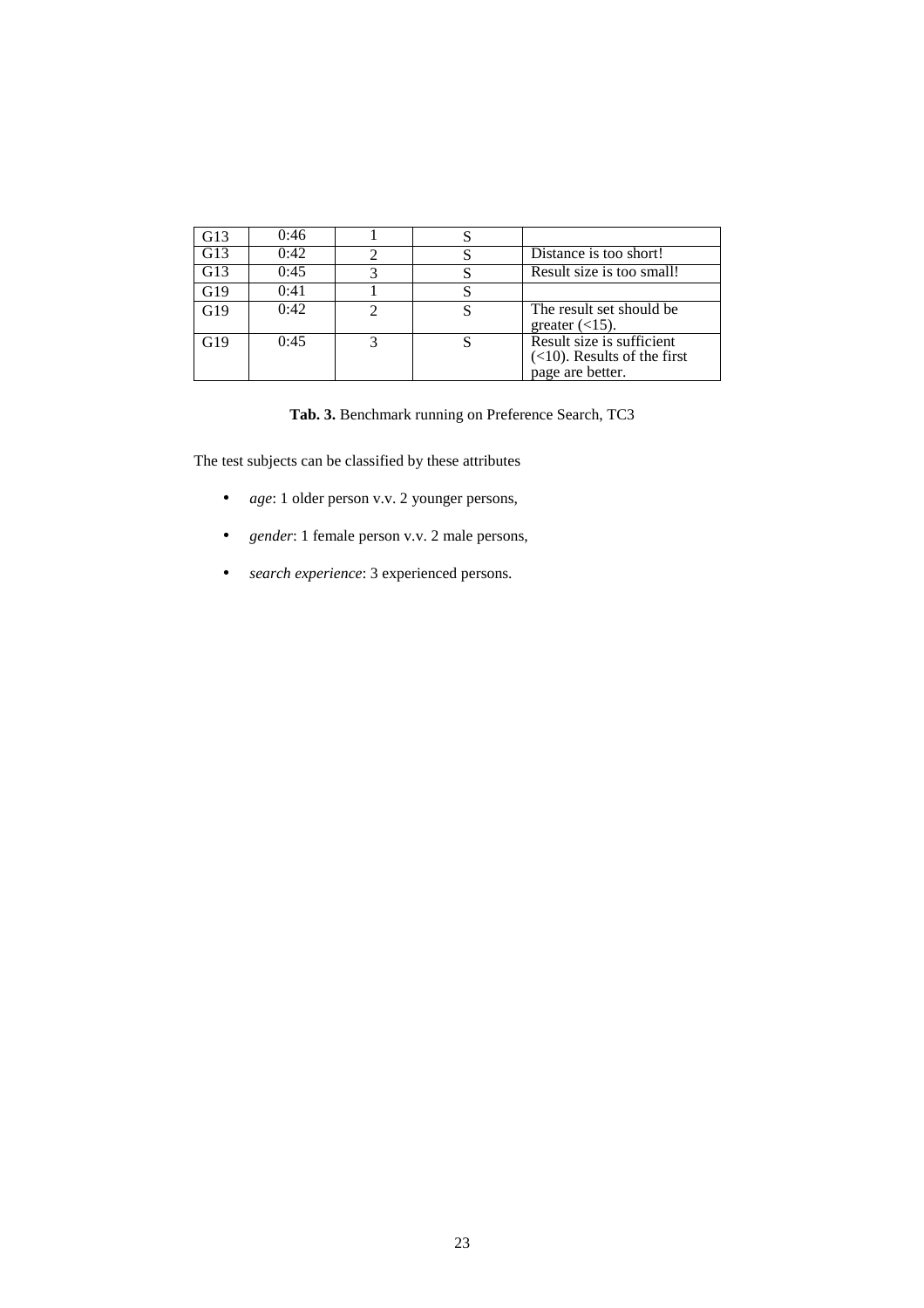| | | | | |
|---|---|---|---|---|
| G13 | 0:46 | 1 | S | |
| G13 | 0:42 | 2 | S | Distance is too short! |
| G13 | 0:45 | 3 | S | Result size is too small! |
| G19 | 0:41 | 1 | S | |
| G19 | 0:42 | 2 | S | The result set should be greater (<15). |
| G19 | 0:45 | 3 | S | Result size is sufficient (<10). Results of the first page are better. |

**Tab. 3.** Benchmark running on Preference Search, TC3

The test subjects can be classified by these attributes

- *age*: 1 older person v.v. 2 younger persons,
- *gender*: 1 female person v.v. 2 male persons,
- *search experience*: 3 experienced persons.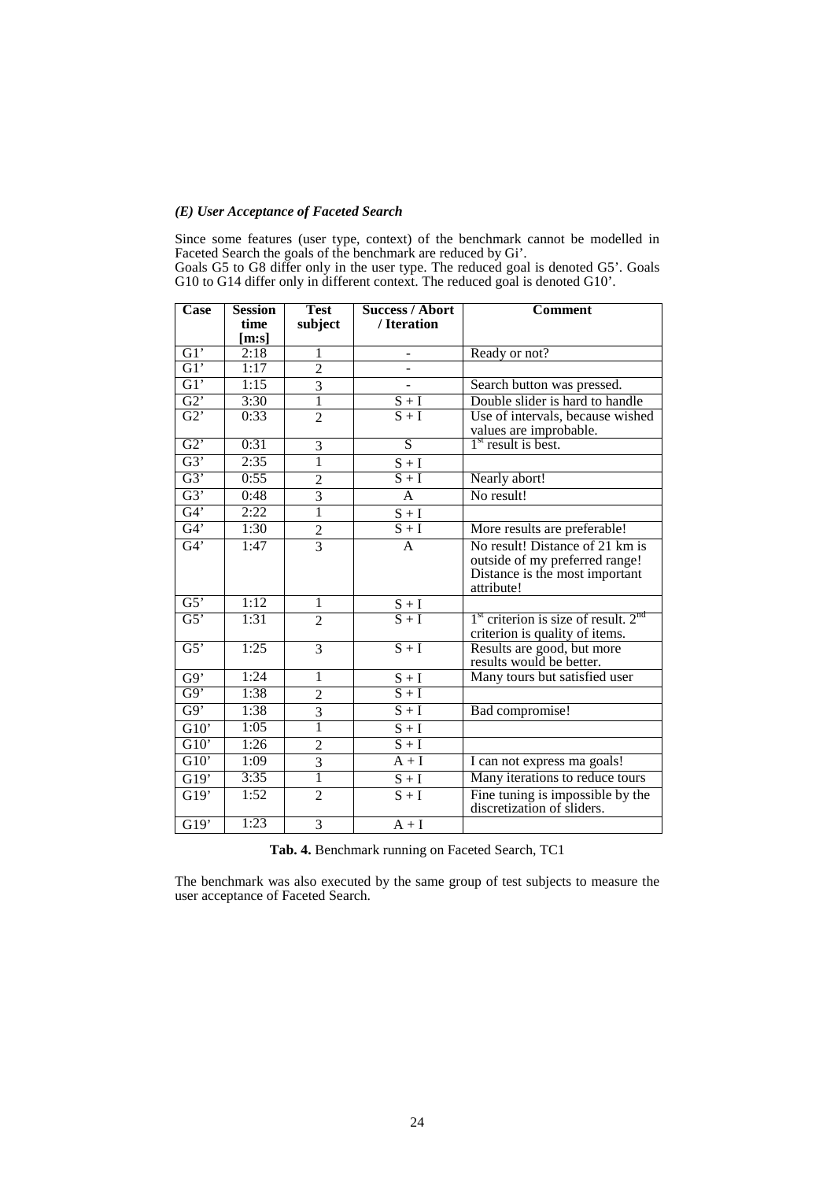### *(E) User Acceptance of Faceted Search*

Since some features (user type, context) of the benchmark cannot be modelled in Faceted Search the goals of the benchmark are reduced by Gi'.
Goals G5 to G8 differ only in the user type. The reduced goal is denoted G5'. Goals G10 to G14 differ only in different context. The reduced goal is denoted G10'.

| Case | Session time [m:s] | Test subject | Success / Abort / Iteration | Comment |
|---|---|---|---|---|
| G1' | 2:18 | 1 | - | Ready or not? |
| G1' | 1:17 | 2 | - | |
| G1' | 1:15 | 3 | - | Search button was pressed. |
| G2' | 3:30 | 1 | S + I | Double slider is hard to handle |
| G2' | 0:33 | 2 | S + I | Use of intervals, because wished values are improbable. |
| G2' | 0:31 | 3 | S | 1st result is best. |
| G3' | 2:35 | 1 | S + I | |
| G3' | 0:55 | 2 | S + I | Nearly abort! |
| G3' | 0:48 | 3 | A | No result! |
| G4' | 2:22 | 1 | S + I | |
| G4' | 1:30 | 2 | S + I | More results are preferable! |
| G4' | 1:47 | 3 | A | No result! Distance of 21 km is outside of my preferred range! Distance is the most important attribute! |
| G5' | 1:12 | 1 | S + I | |
| G5' | 1:31 | 2 | S + I | 1st criterion is size of result. 2nd criterion is quality of items. |
| G5' | 1:25 | 3 | S + I | Results are good, but more results would be better. |
| G9' | 1:24 | 1 | S + I | Many tours but satisfied user |
| G9' | 1:38 | 2 | S + I | |
| G9' | 1:38 | 3 | S + I | Bad compromise! |
| G10' | 1:05 | 1 | S + I | |
| G10' | 1:26 | 2 | S + I | |
| G10' | 1:09 | 3 | A + I | I can not express ma goals! |
| G19' | 3:35 | 1 | S + I | Many iterations to reduce tours |
| G19' | 1:52 | 2 | S + I | Fine tuning is impossible by the discretization of sliders. |
| G19' | 1:23 | 3 | A + I | |

**Tab. 4.** Benchmark running on Faceted Search, TC1

The benchmark was also executed by the same group of test subjects to measure the user acceptance of Faceted Search.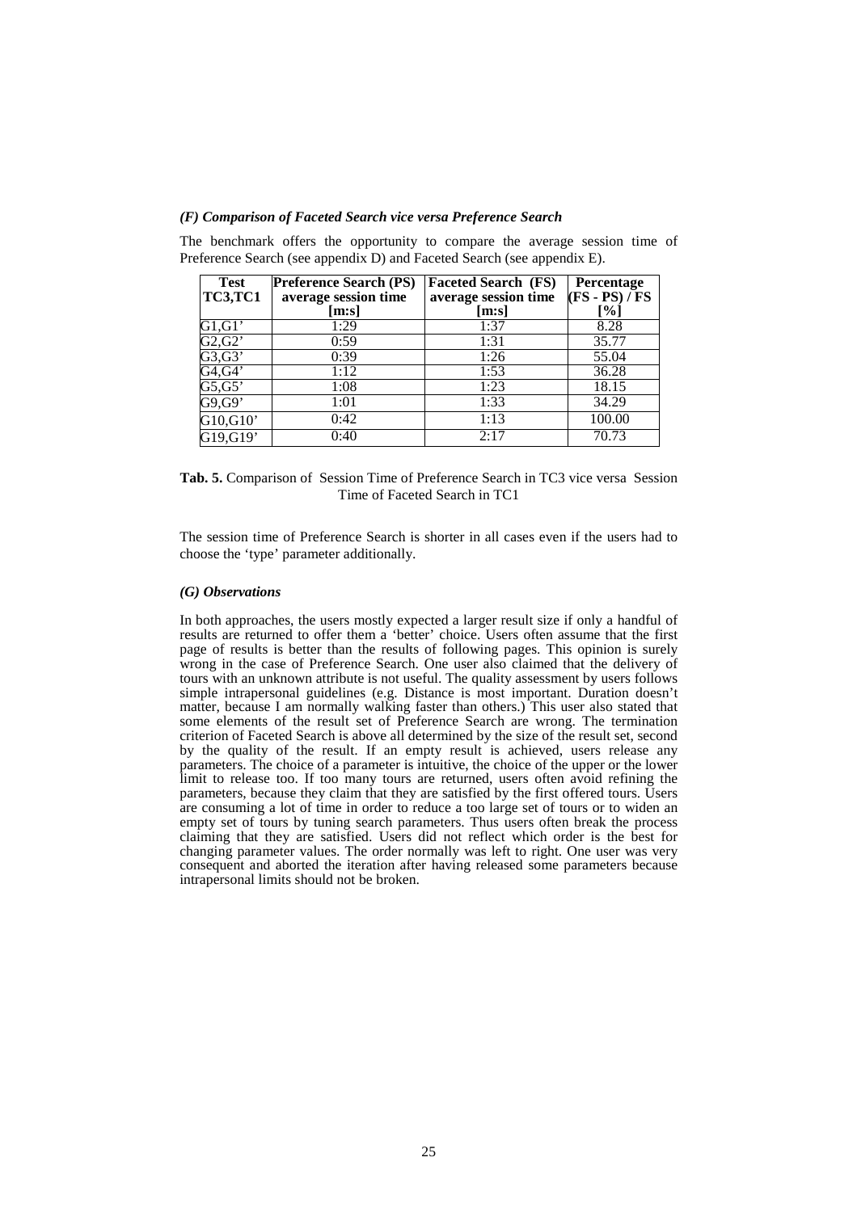*(F) Comparison of Faceted Search vice versa Preference Search*

The benchmark offers the opportunity to compare the average session time of Preference Search (see appendix D) and Faceted Search (see appendix E).

| **Test TC3,TC1** | **Preference Search (PS) average session time [m:s]** | **Faceted Search (FS) average session time [m:s]** | **Percentage (FS - PS) / FS [%]** |
|---|---|---|---|
| G1,G1' | 1:29 | 1:37 | 8.28 |
| G2,G2' | 0:59 | 1:31 | 35.77 |
| G3,G3' | 0:39 | 1:26 | 55.04 |
| G4,G4' | 1:12 | 1:53 | 36.28 |
| G5,G5' | 1:08 | 1:23 | 18.15 |
| G9,G9' | 1:01 | 1:33 | 34.29 |
| G10,G10' | 0:42 | 1:13 | 100.00 |
| G19,G19' | 0:40 | 2:17 | 70.73 |

**Tab. 5.** Comparison of Session Time of Preference Search in TC3 vice versa Session Time of Faceted Search in TC1

The session time of Preference Search is shorter in all cases even if the users had to choose the 'type' parameter additionally.

*(G) Observations*

In both approaches, the users mostly expected a larger result size if only a handful of results are returned to offer them a 'better' choice. Users often assume that the first page of results is better than the results of following pages. This opinion is surely wrong in the case of Preference Search. One user also claimed that the delivery of tours with an unknown attribute is not useful. The quality assessment by users follows simple intrapersonal guidelines (e.g. Distance is most important. Duration doesn't matter, because I am normally walking faster than others.) This user also stated that some elements of the result set of Preference Search are wrong. The termination criterion of Faceted Search is above all determined by the size of the result set, second by the quality of the result. If an empty result is achieved, users release any parameters. The choice of a parameter is intuitive, the choice of the upper or the lower limit to release too. If too many tours are returned, users often avoid refining the parameters, because they claim that they are satisfied by the first offered tours. Users are consuming a lot of time in order to reduce a too large set of tours or to widen an empty set of tours by tuning search parameters. Thus users often break the process claiming that they are satisfied. Users did not reflect which order is the best for changing parameter values. The order normally was left to right. One user was very consequent and aborted the iteration after having released some parameters because intrapersonal limits should not be broken.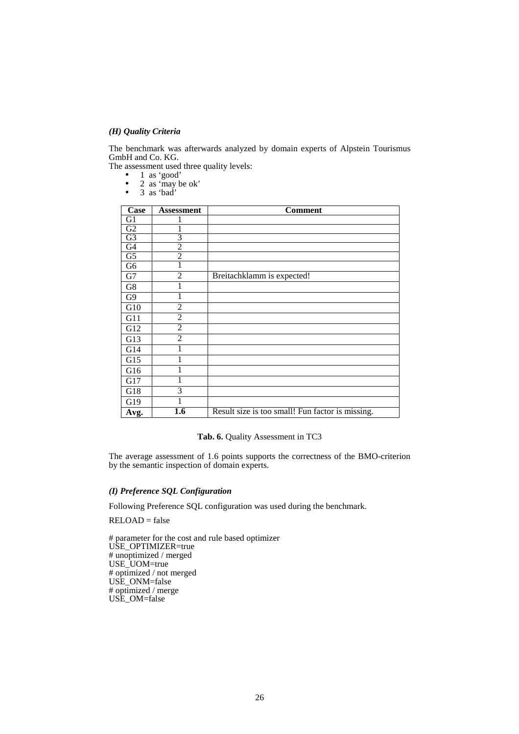### *(H) Quality Criteria*

The benchmark was afterwards analyzed by domain experts of Alpstein Tourismus GmbH and Co. KG.
The assessment used three quality levels:

- 1 as 'good'
- 2 as 'may be ok'
- 3 as 'bad'

| Case | Assessment | Comment |
|---|---|---|
| G1 | 1 | |
| G2 | 1 | |
| G3 | 3 | |
| G4 | 2 | |
| G5 | 2 | |
| G6 | 1 | |
| G7 | 2 | Breitachklamm is expected! |
| G8 | 1 | |
| G9 | 1 | |
| G10 | 2 | |
| G11 | 2 | |
| G12 | 2 | |
| G13 | 2 | |
| G14 | 1 | |
| G15 | 1 | |
| G16 | 1 | |
| G17 | 1 | |
| G18 | 3 | |
| G19 | 1 | |
| **Avg.** | **1.6** | Result size is too small! Fun factor is missing. |

**Tab. 6.** Quality Assessment in TC3

The average assessment of 1.6 points supports the correctness of the BMO-criterion by the semantic inspection of domain experts.

### *(I) Preference SQL Configuration*

Following Preference SQL configuration was used during the benchmark.

```
RELOAD = false

# parameter for the cost and rule based optimizer
USE_OPTIMIZER=true
# unoptimized / merged
USE_UOM=true
# optimized / not merged
USE_ONM=false
# optimized / merge
USE_OM=false
```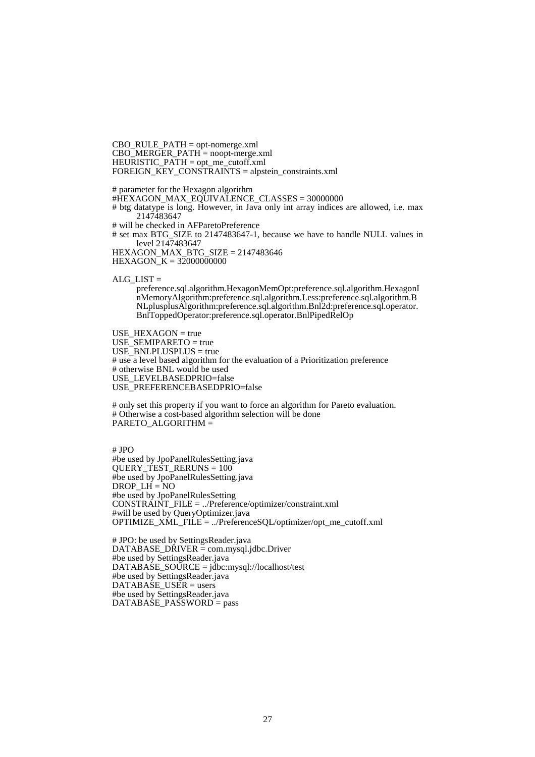```
CBO_RULE_PATH = opt-nomerge.xml
CBO_MERGER_PATH = noopt-merge.xml
HEURISTIC_PATH = opt_me_cutoff.xml
FOREIGN_KEY_CONSTRAINTS = alpstein_constraints.xml

# parameter for the Hexagon algorithm
#HEXAGON_MAX_EQUIVALENCE_CLASSES = 30000000
# btg datatype is long. However, in Java only int array indices are allowed, i.e. max
        2147483647
# will be checked in AFParetoPreference
# set max BTG_SIZE to 2147483647-1, because we have to handle NULL values in
        level 2147483647
HEXAGON_MAX_BTG_SIZE = 2147483646
HEXAGON_K = 32000000000

ALG_LIST =
        preference.sql.algorithm.HexagonMemOpt:preference.sql.algorithm.HexagonI
        nMemoryAlgorithm:preference.sql.algorithm.Less:preference.sql.algorithm.B
        NLplusplusAlgorithm:preference.sql.algorithm.Bnl2d:preference.sql.operator.
        BnlToppedOperator:preference.sql.operator.BnlPipedRelOp

USE_HEXAGON = true
USE_SEMIPARETO = true
USE_BNLPLUSPLUS = true
# use a level based algorithm for the evaluation of a Prioritization preference
# otherwise BNL would be used
USE_LEVELBASEDPRIO=false
USE_PREFERENCEBASEDPRIO=false

# only set this property if you want to force an algorithm for Pareto evaluation.
# Otherwise a cost-based algorithm selection will be done
PARETO_ALGORITHM =


# JPO
#be used by JpoPanelRulesSetting.java
QUERY_TEST_RERUNS = 100
#be used by JpoPanelRulesSetting.java
DROP_LH = NO
#be used by JpoPanelRulesSetting
CONSTRAINT_FILE = ../Preference/optimizer/constraint.xml
#will be used by QueryOptimizer.java
OPTIMIZE_XML_FILE = ../PreferenceSQL/optimizer/opt_me_cutoff.xml

# JPO: be used by SettingsReader.java
DATABASE_DRIVER = com.mysql.jdbc.Driver
#be used by SettingsReader.java
DATABASE_SOURCE = jdbc:mysql://localhost/test
#be used by SettingsReader.java
DATABASE_USER = users
#be used by SettingsReader.java
DATABASE_PASSWORD = pass
```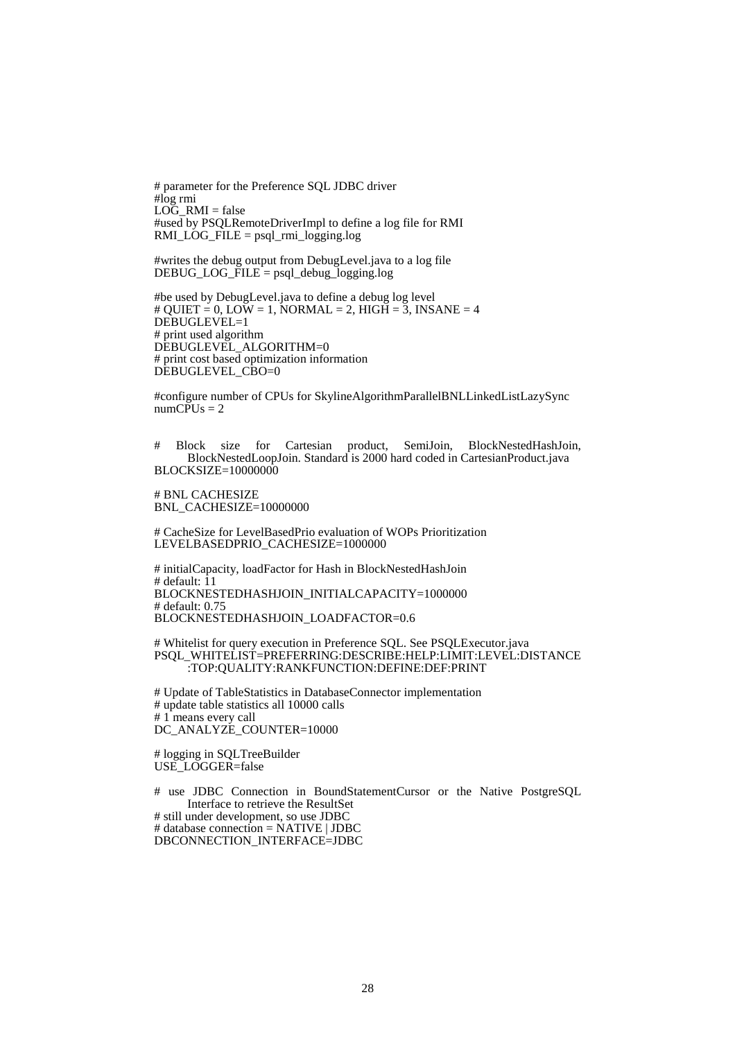```
# parameter for the Preference SQL JDBC driver
#log rmi
LOG_RMI = false
#used by PSQLRemoteDriverImpl to define a log file for RMI
RMI_LOG_FILE = psql_rmi_logging.log

#writes the debug output from DebugLevel.java to a log file
DEBUG_LOG_FILE = psql_debug_logging.log

#be used by DebugLevel.java to define a debug log level
# QUIET = 0, LOW = 1, NORMAL = 2, HIGH = 3, INSANE = 4
DEBUGLEVEL=1
# print used algorithm
DEBUGLEVEL_ALGORITHM=0
# print cost based optimization information
DEBUGLEVEL_CBO=0

#configure number of CPUs for SkylineAlgorithmParallelBNLLinkedListLazySync
numCPUs = 2


# Block size for Cartesian product, SemiJoin, BlockNestedHashJoin,
    BlockNestedLoopJoin. Standard is 2000 hard coded in CartesianProduct.java
BLOCKSIZE=10000000

# BNL CACHESIZE
BNL_CACHESIZE=10000000

# CacheSize for LevelBasedPrio evaluation of WOPs Prioritization
LEVELBASEDPRIO_CACHESIZE=1000000

# initialCapacity, loadFactor for Hash in BlockNestedHashJoin
# default: 11
BLOCKNESTEDHASHJOIN_INITIALCAPACITY=1000000
# default: 0.75
BLOCKNESTEDHASHJOIN_LOADFACTOR=0.6

# Whitelist for query execution in Preference SQL. See PSQLExecutor.java
PSQL_WHITELIST=PREFERRING:DESCRIBE:HELP:LIMIT:LEVEL:DISTANCE
    :TOP:QUALITY:RANKFUNCTION:DEFINE:DEF:PRINT

# Update of TableStatistics in DatabaseConnector implementation
# update table statistics all 10000 calls
# 1 means every call
DC_ANALYZE_COUNTER=10000

# logging in SQLTreeBuilder
USE_LOGGER=false

# use JDBC Connection in BoundStatementCursor or the Native PostgreSQL
    Interface to retrieve the ResultSet
# still under development, so use JDBC
# database connection = NATIVE | JDBC
DBCONNECTION_INTERFACE=JDBC
```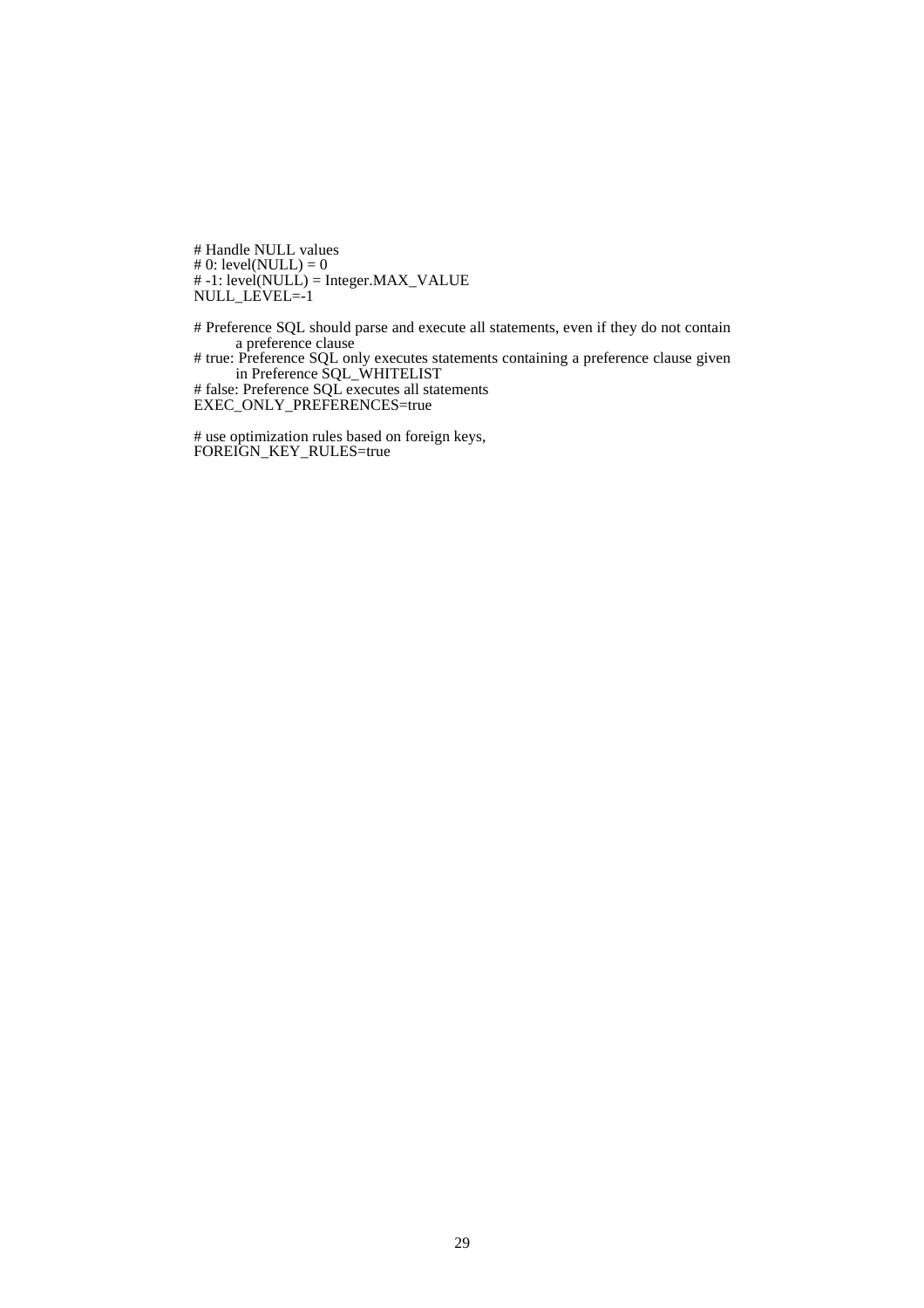```
# Handle NULL values
# 0: level(NULL) = 0
# -1: level(NULL) = Integer.MAX_VALUE
NULL_LEVEL=-1

# Preference SQL should parse and execute all statements, even if they do not contain
        a preference clause
# true: Preference SQL only executes statements containing a preference clause given
        in Preference SQL_WHITELIST
# false: Preference SQL executes all statements
EXEC_ONLY_PREFERENCES=true

# use optimization rules based on foreign keys,
FOREIGN_KEY_RULES=true
```